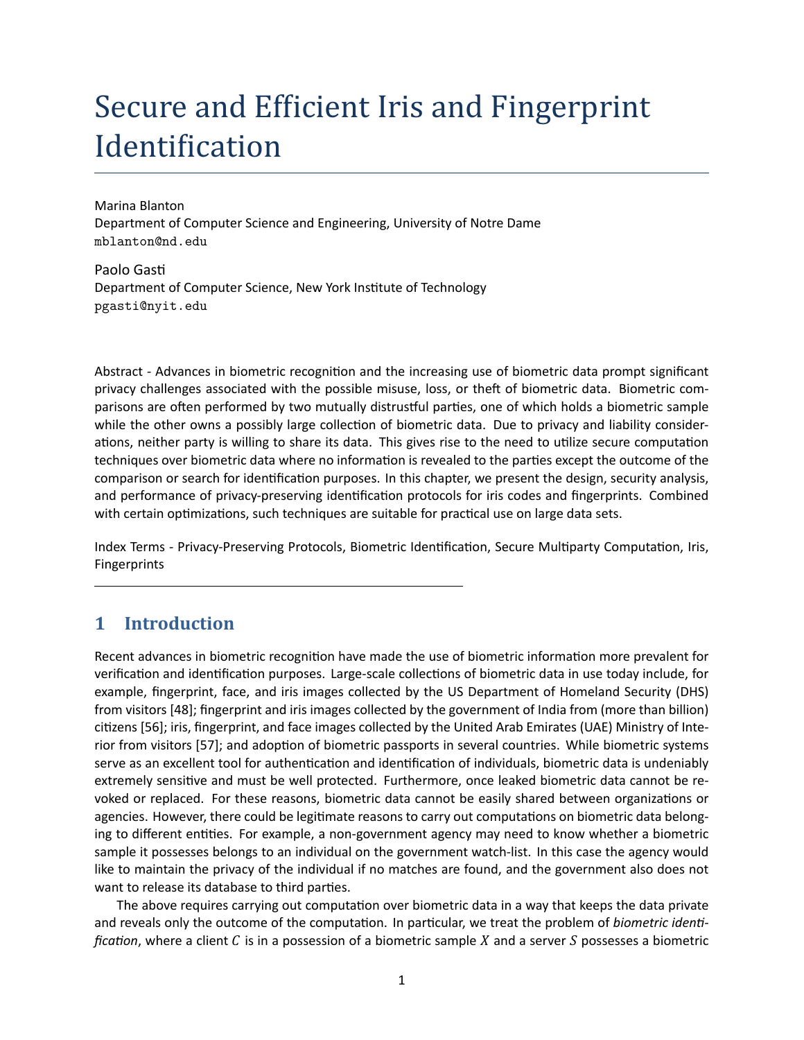# Secure and Efficient Iris and Fingerprint Identification

Marina Blanton
Department of Computer Science and Engineering, University of Notre Dame
mblanton@nd.edu

Paolo Gasti
Department of Computer Science, New York Institute of Technology
pgasti@nyit.edu

Abstract - Advances in biometric recognition and the increasing use of biometric data prompt significant privacy challenges associated with the possible misuse, loss, or theft of biometric data. Biometric comparisons are often performed by two mutually distrustful parties, one of which holds a biometric sample while the other owns a possibly large collection of biometric data. Due to privacy and liability considerations, neither party is willing to share its data. This gives rise to the need to utilize secure computation techniques over biometric data where no information is revealed to the parties except the outcome of the comparison or search for identification purposes. In this chapter, we present the design, security analysis, and performance of privacy-preserving identification protocols for iris codes and fingerprints. Combined with certain optimizations, such techniques are suitable for practical use on large data sets.

Index Terms - Privacy-Preserving Protocols, Biometric Identification, Secure Multiparty Computation, Iris, Fingerprints

## 1 Introduction

Recent advances in biometric recognition have made the use of biometric information more prevalent for verification and identification purposes. Large-scale collections of biometric data in use today include, for example, fingerprint, face, and iris images collected by the US Department of Homeland Security (DHS) from visitors [48]; fingerprint and iris images collected by the government of India from (more than billion) citizens [56]; iris, fingerprint, and face images collected by the United Arab Emirates (UAE) Ministry of Interior from visitors [57]; and adoption of biometric passports in several countries. While biometric systems serve as an excellent tool for authentication and identification of individuals, biometric data is undeniably extremely sensitive and must be well protected. Furthermore, once leaked biometric data cannot be revoked or replaced. For these reasons, biometric data cannot be easily shared between organizations or agencies. However, there could be legitimate reasons to carry out computations on biometric data belonging to different entities. For example, a non-government agency may need to know whether a biometric sample it possesses belongs to an individual on the government watch-list. In this case the agency would like to maintain the privacy of the individual if no matches are found, and the government also does not want to release its database to third parties.

The above requires carrying out computation over biometric data in a way that keeps the data private and reveals only the outcome of the computation. In particular, we treat the problem of *biometric identification*, where a client $C$ is in a possession of a biometric sample $X$ and a server $S$ possesses a biometric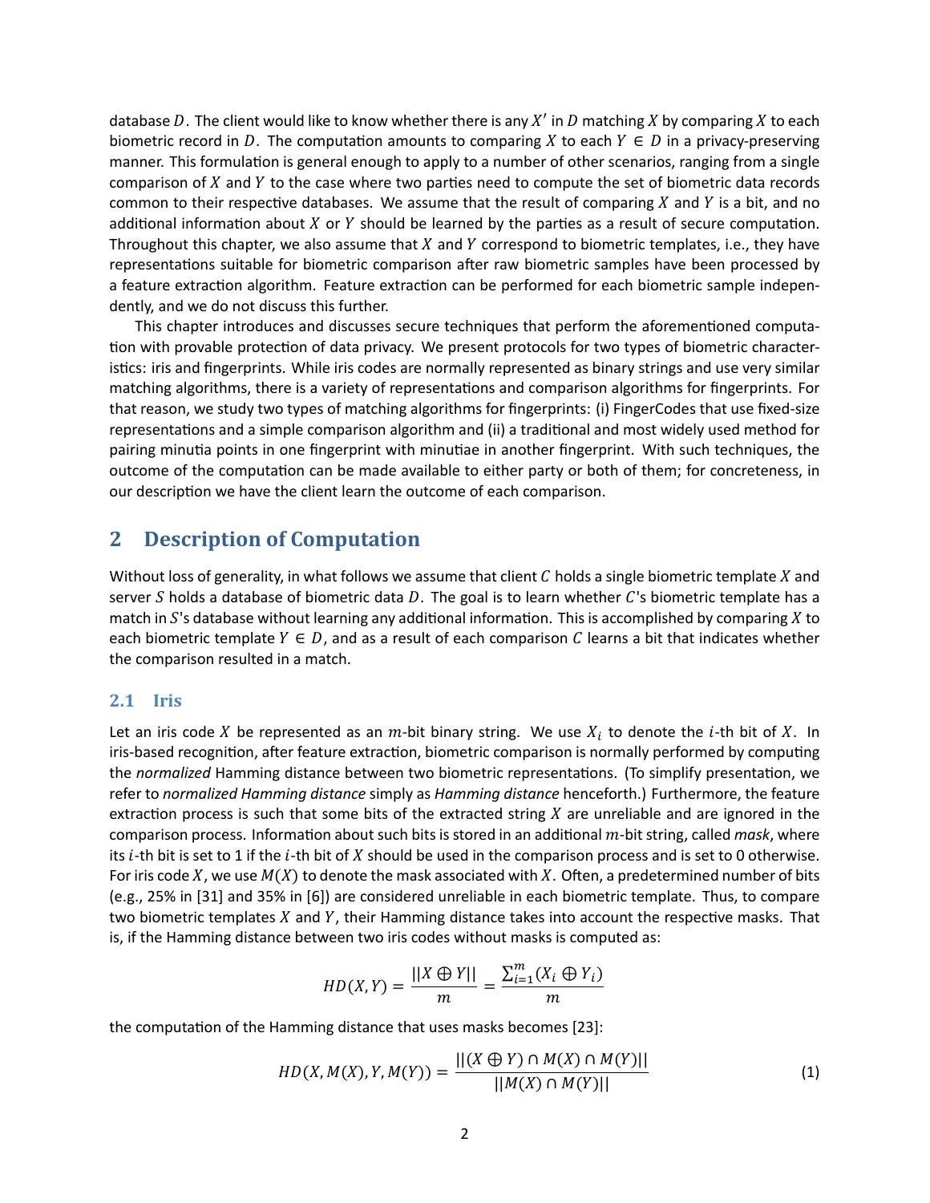database $D$. The client would like to know whether there is any $X'$ in $D$ matching $X$ by comparing $X$ to each biometric record in $D$. The computation amounts to comparing $X$ to each $Y \in D$ in a privacy-preserving manner. This formulation is general enough to apply to a number of other scenarios, ranging from a single comparison of $X$ and $Y$ to the case where two parties need to compute the set of biometric data records common to their respective databases. We assume that the result of comparing $X$ and $Y$ is a bit, and no additional information about $X$ or $Y$ should be learned by the parties as a result of secure computation. Throughout this chapter, we also assume that $X$ and $Y$ correspond to biometric templates, i.e., they have representations suitable for biometric comparison after raw biometric samples have been processed by a feature extraction algorithm. Feature extraction can be performed for each biometric sample independently, and we do not discuss this further.

This chapter introduces and discusses secure techniques that perform the aforementioned computation with provable protection of data privacy. We present protocols for two types of biometric characteristics: iris and fingerprints. While iris codes are normally represented as binary strings and use very similar matching algorithms, there is a variety of representations and comparison algorithms for fingerprints. For that reason, we study two types of matching algorithms for fingerprints: (i) FingerCodes that use fixed-size representations and a simple comparison algorithm and (ii) a traditional and most widely used method for pairing minutia points in one fingerprint with minutiae in another fingerprint. With such techniques, the outcome of the computation can be made available to either party or both of them; for concreteness, in our description we have the client learn the outcome of each comparison.

## 2 Description of Computation

Without loss of generality, in what follows we assume that client $C$ holds a single biometric template $X$ and server $S$ holds a database of biometric data $D$. The goal is to learn whether $C$'s biometric template has a match in $S$'s database without learning any additional information. This is accomplished by comparing $X$ to each biometric template $Y \in D$, and as a result of each comparison $C$ learns a bit that indicates whether the comparison resulted in a match.

### 2.1 Iris

Let an iris code $X$ be represented as an $m$-bit binary string. We use $X_i$ to denote the $i$-th bit of $X$. In iris-based recognition, after feature extraction, biometric comparison is normally performed by computing the *normalized* Hamming distance between two biometric representations. (To simplify presentation, we refer to *normalized Hamming distance* simply as *Hamming distance* henceforth.) Furthermore, the feature extraction process is such that some bits of the extracted string $X$ are unreliable and are ignored in the comparison process. Information about such bits is stored in an additional $m$-bit string, called *mask*, where its $i$-th bit is set to 1 if the $i$-th bit of $X$ should be used in the comparison process and is set to 0 otherwise. For iris code $X$, we use $M(X)$ to denote the mask associated with $X$. Often, a predetermined number of bits (e.g., 25% in [31] and 35% in [6]) are considered unreliable in each biometric template. Thus, to compare two biometric templates $X$ and $Y$, their Hamming distance takes into account the respective masks. That is, if the Hamming distance between two iris codes without masks is computed as:

$$HD(X, Y) = \frac{||X \oplus Y||}{m} = \frac{\sum_{i=1}^{m}(X_i \oplus Y_i)}{m}$$

the computation of the Hamming distance that uses masks becomes [23]:

$$HD(X, M(X), Y, M(Y)) = \frac{||(X \oplus Y) \cap M(X) \cap M(Y)||}{||M(X) \cap M(Y)||} \tag{1}$$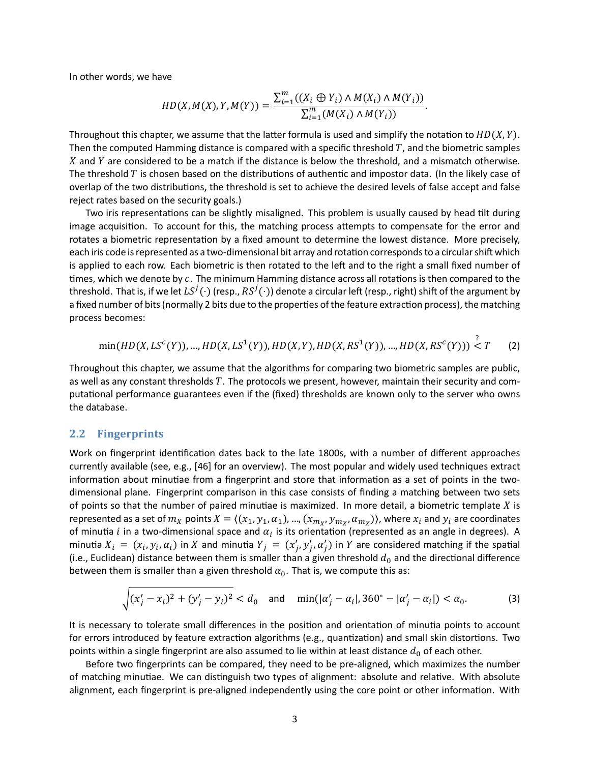In other words, we have

$$HD(X, M(X), Y, M(Y)) = \frac{\sum_{i=1}^{m}((X_i \oplus Y_i) \wedge M(X_i) \wedge M(Y_i))}{\sum_{i=1}^{m}(M(X_i) \wedge M(Y_i))}.$$

Throughout this chapter, we assume that the latter formula is used and simplify the notation to $HD(X, Y)$. Then the computed Hamming distance is compared with a specific threshold $T$, and the biometric samples $X$ and $Y$ are considered to be a match if the distance is below the threshold, and a mismatch otherwise. The threshold $T$ is chosen based on the distributions of authentic and impostor data. (In the likely case of overlap of the two distributions, the threshold is set to achieve the desired levels of false accept and false reject rates based on the security goals.)

Two iris representations can be slightly misaligned. This problem is usually caused by head tilt during image acquisition. To account for this, the matching process attempts to compensate for the error and rotates a biometric representation by a fixed amount to determine the lowest distance. More precisely, each iris code is represented as a two-dimensional bit array and rotation corresponds to a circular shift which is applied to each row. Each biometric is then rotated to the left and to the right a small fixed number of times, which we denote by $c$. The minimum Hamming distance across all rotations is then compared to the threshold. That is, if we let $LS^j(\cdot)$ (resp., $RS^j(\cdot)$) denote a circular left (resp., right) shift of the argument by a fixed number of bits (normally 2 bits due to the properties of the feature extraction process), the matching process becomes:

$$\min(HD(X, LS^c(Y)), ..., HD(X, LS^1(Y)), HD(X, Y), HD(X, RS^1(Y)), ..., HD(X, RS^c(Y))) \stackrel{?}{<} T \qquad (2)$$

Throughout this chapter, we assume that the algorithms for comparing two biometric samples are public, as well as any constant thresholds $T$. The protocols we present, however, maintain their security and computational performance guarantees even if the (fixed) thresholds are known only to the server who owns the database.

## 2.2 Fingerprints

Work on fingerprint identification dates back to the late 1800s, with a number of different approaches currently available (see, e.g., [46] for an overview). The most popular and widely used techniques extract information about minutiae from a fingerprint and store that information as a set of points in the two-dimensional plane. Fingerprint comparison in this case consists of finding a matching between two sets of points so that the number of paired minutiae is maximized. In more detail, a biometric template $X$ is represented as a set of $m_X$ points $X = \langle (x_1, y_1, \alpha_1), ..., (x_{m_X}, y_{m_X}, \alpha_{m_X}) \rangle$, where $x_i$ and $y_i$ are coordinates of minutia $i$ in a two-dimensional space and $\alpha_i$ is its orientation (represented as an angle in degrees). A minutia $X_i = (x_i, y_i, \alpha_i)$ in $X$ and minutia $Y_j = (x'_j, y'_j, \alpha'_j)$ in $Y$ are considered matching if the spatial (i.e., Euclidean) distance between them is smaller than a given threshold $d_0$ and the directional difference between them is smaller than a given threshold $\alpha_0$. That is, we compute this as:

$$\sqrt{(x'_j - x_i)^2 + (y'_j - y_i)^2} < d_0 \quad \text{and} \quad \min(|\alpha'_j - \alpha_i|, 360^\circ - |\alpha'_j - \alpha_i|) < \alpha_0. \qquad (3)$$

It is necessary to tolerate small differences in the position and orientation of minutia points to account for errors introduced by feature extraction algorithms (e.g., quantization) and small skin distortions. Two points within a single fingerprint are also assumed to lie within at least distance $d_0$ of each other.

Before two fingerprints can be compared, they need to be pre-aligned, which maximizes the number of matching minutiae. We can distinguish two types of alignment: absolute and relative. With absolute alignment, each fingerprint is pre-aligned independently using the core point or other information. With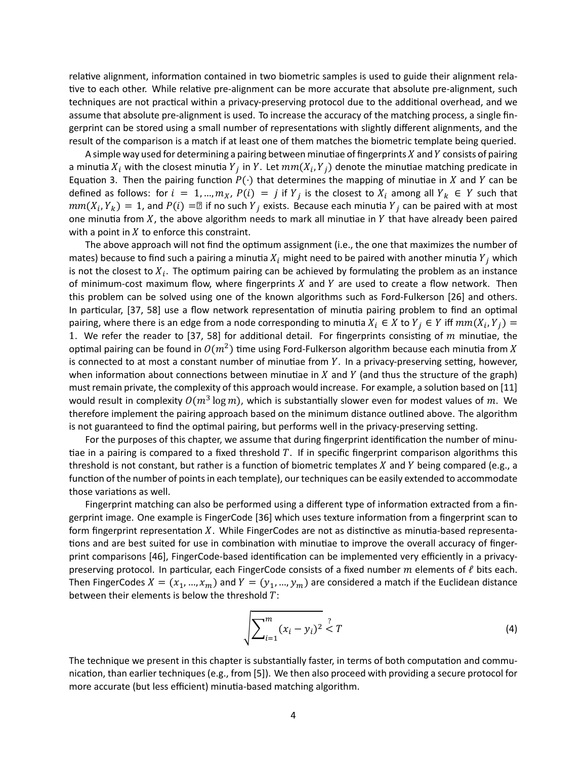relative alignment, information contained in two biometric samples is used to guide their alignment relative to each other. While relative pre-alignment can be more accurate that absolute pre-alignment, such techniques are not practical within a privacy-preserving protocol due to the additional overhead, and we assume that absolute pre-alignment is used. To increase the accuracy of the matching process, a single fingerprint can be stored using a small number of representations with slightly different alignments, and the result of the comparison is a match if at least one of them matches the biometric template being queried.

A simple way used for determining a pairing between minutiae of fingerprints $X$ and $Y$ consists of pairing a minutia $X_i$ with the closest minutia $Y_j$ in $Y$. Let $mm(X_i, Y_j)$ denote the minutiae matching predicate in Equation 3. Then the pairing function $P(\cdot)$ that determines the mapping of minutiae in $X$ and $Y$ can be defined as follows: for $i = 1, ..., m_X$, $P(i) = j$ if $Y_j$ is the closest to $X_i$ among all $Y_k \in Y$ such that $mm(X_i, Y_k) = 1$, and $P(i) =$ ⊥ if no such $Y_j$ exists. Because each minutia $Y_j$ can be paired with at most one minutia from $X$, the above algorithm needs to mark all minutiae in $Y$ that have already been paired with a point in $X$ to enforce this constraint.

The above approach will not find the optimum assignment (i.e., the one that maximizes the number of mates) because to find such a pairing a minutia $X_i$ might need to be paired with another minutia $Y_j$ which is not the closest to $X_i$. The optimum pairing can be achieved by formulating the problem as an instance of minimum-cost maximum flow, where fingerprints $X$ and $Y$ are used to create a flow network. Then this problem can be solved using one of the known algorithms such as Ford-Fulkerson [26] and others. In particular, [37, 58] use a flow network representation of minutia pairing problem to find an optimal pairing, where there is an edge from a node corresponding to minutia $X_i \in X$ to $Y_j \in Y$ iff $mm(X_i, Y_j) = 1$. We refer the reader to [37, 58] for additional detail. For fingerprints consisting of $m$ minutiae, the optimal pairing can be found in $O(m^2)$ time using Ford-Fulkerson algorithm because each minutia from $X$ is connected to at most a constant number of minutiae from $Y$. In a privacy-preserving setting, however, when information about connections between minutiae in $X$ and $Y$ (and thus the structure of the graph) must remain private, the complexity of this approach would increase. For example, a solution based on [11] would result in complexity $O(m^3 \log m)$, which is substantially slower even for modest values of $m$. We therefore implement the pairing approach based on the minimum distance outlined above. The algorithm is not guaranteed to find the optimal pairing, but performs well in the privacy-preserving setting.

For the purposes of this chapter, we assume that during fingerprint identification the number of minutiae in a pairing is compared to a fixed threshold $T$. If in specific fingerprint comparison algorithms this threshold is not constant, but rather is a function of biometric templates $X$ and $Y$ being compared (e.g., a function of the number of points in each template), our techniques can be easily extended to accommodate those variations as well.

Fingerprint matching can also be performed using a different type of information extracted from a fingerprint image. One example is FingerCode [36] which uses texture information from a fingerprint scan to form fingerprint representation $X$. While FingerCodes are not as distinctive as minutia-based representations and are best suited for use in combination with minutiae to improve the overall accuracy of fingerprint comparisons [46], FingerCode-based identification can be implemented very efficiently in a privacy-preserving protocol. In particular, each FingerCode consists of a fixed number $m$ elements of $\ell$ bits each. Then FingerCodes $X = (x_1, ..., x_m)$ and $Y = (y_1, ..., y_m)$ are considered a match if the Euclidean distance between their elements is below the threshold $T$:

$$\sqrt{\sum_{i=1}^{m} (x_i - y_i)^2} \overset{?}{<} T \tag{4}$$

The technique we present in this chapter is substantially faster, in terms of both computation and communication, than earlier techniques (e.g., from [5]). We then also proceed with providing a secure protocol for more accurate (but less efficient) minutia-based matching algorithm.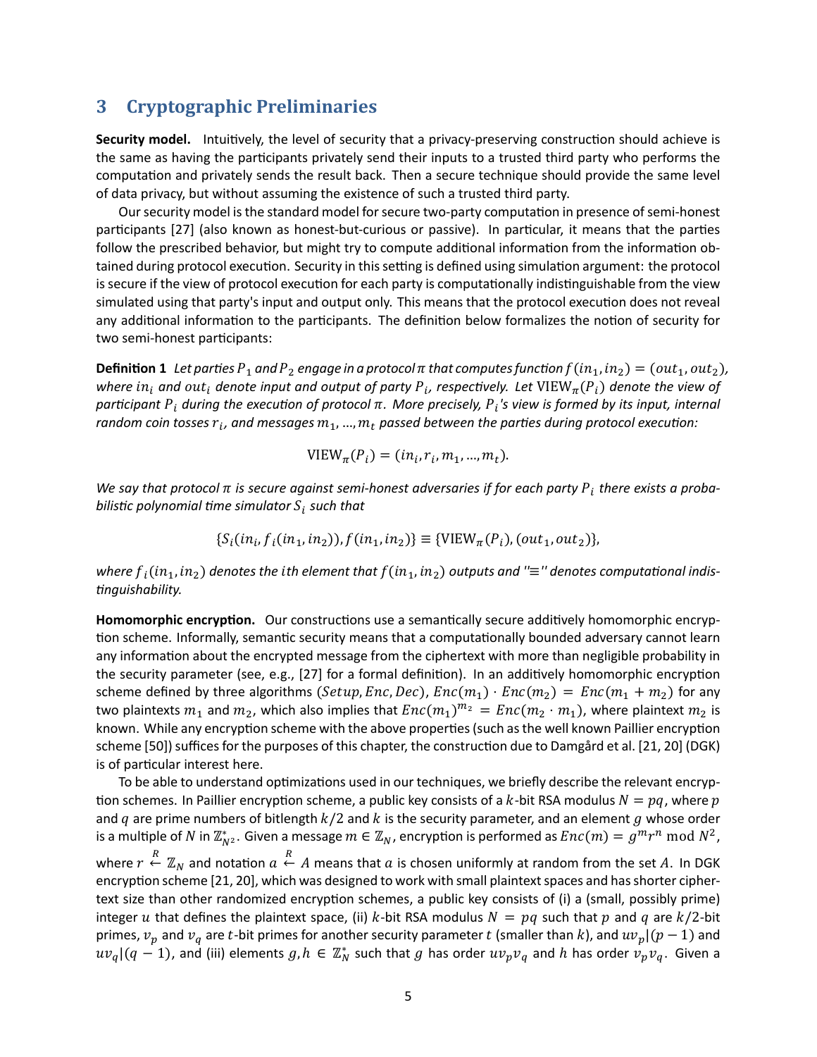## 3 Cryptographic Preliminaries

**Security model.** Intuitively, the level of security that a privacy-preserving construction should achieve is the same as having the participants privately send their inputs to a trusted third party who performs the computation and privately sends the result back. Then a secure technique should provide the same level of data privacy, but without assuming the existence of such a trusted third party.

Our security model is the standard model for secure two-party computation in presence of semi-honest participants [27] (also known as honest-but-curious or passive). In particular, it means that the parties follow the prescribed behavior, but might try to compute additional information from the information obtained during protocol execution. Security in this setting is defined using simulation argument: the protocol is secure if the view of protocol execution for each party is computationally indistinguishable from the view simulated using that party's input and output only. This means that the protocol execution does not reveal any additional information to the participants. The definition below formalizes the notion of security for two semi-honest participants:

**Definition 1** *Let parties $P_1$ and $P_2$ engage in a protocol $\pi$ that computes function $f(in_1, in_2) = (out_1, out_2)$, where $in_i$ and $out_i$ denote input and output of party $P_i$, respectively. Let $\mathrm{VIEW}_\pi(P_i)$ denote the view of participant $P_i$ during the execution of protocol $\pi$. More precisely, $P_i$'s view is formed by its input, internal random coin tosses $r_i$, and messages $m_1, ..., m_t$ passed between the parties during protocol execution:*

$$\mathrm{VIEW}_\pi(P_i) = (in_i, r_i, m_1, ..., m_t).$$

*We say that protocol $\pi$ is secure against semi-honest adversaries if for each party $P_i$ there exists a probabilistic polynomial time simulator $S_i$ such that*

$$\{S_i(in_i, f_i(in_1, in_2)), f(in_1, in_2)\} \equiv \{\mathrm{VIEW}_\pi(P_i), (out_1, out_2)\},$$

*where $f_i(in_1, in_2)$ denotes the $i$th element that $f(in_1, in_2)$ outputs and "$\equiv$" denotes computational indistinguishability.*

**Homomorphic encryption.** Our constructions use a semantically secure additively homomorphic encryption scheme. Informally, semantic security means that a computationally bounded adversary cannot learn any information about the encrypted message from the ciphertext with more than negligible probability in the security parameter (see, e.g., [27] for a formal definition). In an additively homomorphic encryption scheme defined by three algorithms $(Setup, Enc, Dec)$, $Enc(m_1) \cdot Enc(m_2) = Enc(m_1 + m_2)$ for any two plaintexts $m_1$ and $m_2$, which also implies that $Enc(m_1)^{m_2} = Enc(m_2 \cdot m_1)$, where plaintext $m_2$ is known. While any encryption scheme with the above properties (such as the well known Paillier encryption scheme [50]) suffices for the purposes of this chapter, the construction due to Damgård et al. [21, 20] (DGK) is of particular interest here.

To be able to understand optimizations used in our techniques, we briefly describe the relevant encryption schemes. In Paillier encryption scheme, a public key consists of a $k$-bit RSA modulus $N = pq$, where $p$ and $q$ are prime numbers of bitlength $k/2$ and $k$ is the security parameter, and an element $g$ whose order is a multiple of $N$ in $\mathbb{Z}^*_{N^2}$. Given a message $m \in \mathbb{Z}_N$, encryption is performed as $Enc(m) = g^m r^n \bmod N^2$, where $r \overset{R}{\leftarrow} \mathbb{Z}_N$ and notation $a \overset{R}{\leftarrow} A$ means that $a$ is chosen uniformly at random from the set $A$. In DGK encryption scheme [21, 20], which was designed to work with small plaintext spaces and has shorter ciphertext size than other randomized encryption schemes, a public key consists of (i) a (small, possibly prime) integer $u$ that defines the plaintext space, (ii) $k$-bit RSA modulus $N = pq$ such that $p$ and $q$ are $k/2$-bit primes, $v_p$ and $v_q$ are $t$-bit primes for another security parameter $t$ (smaller than $k$), and $uv_p | (p-1)$ and $uv_q | (q-1)$, and (iii) elements $g, h \in \mathbb{Z}^*_N$ such that $g$ has order $uv_pv_q$ and $h$ has order $v_pv_q$. Given a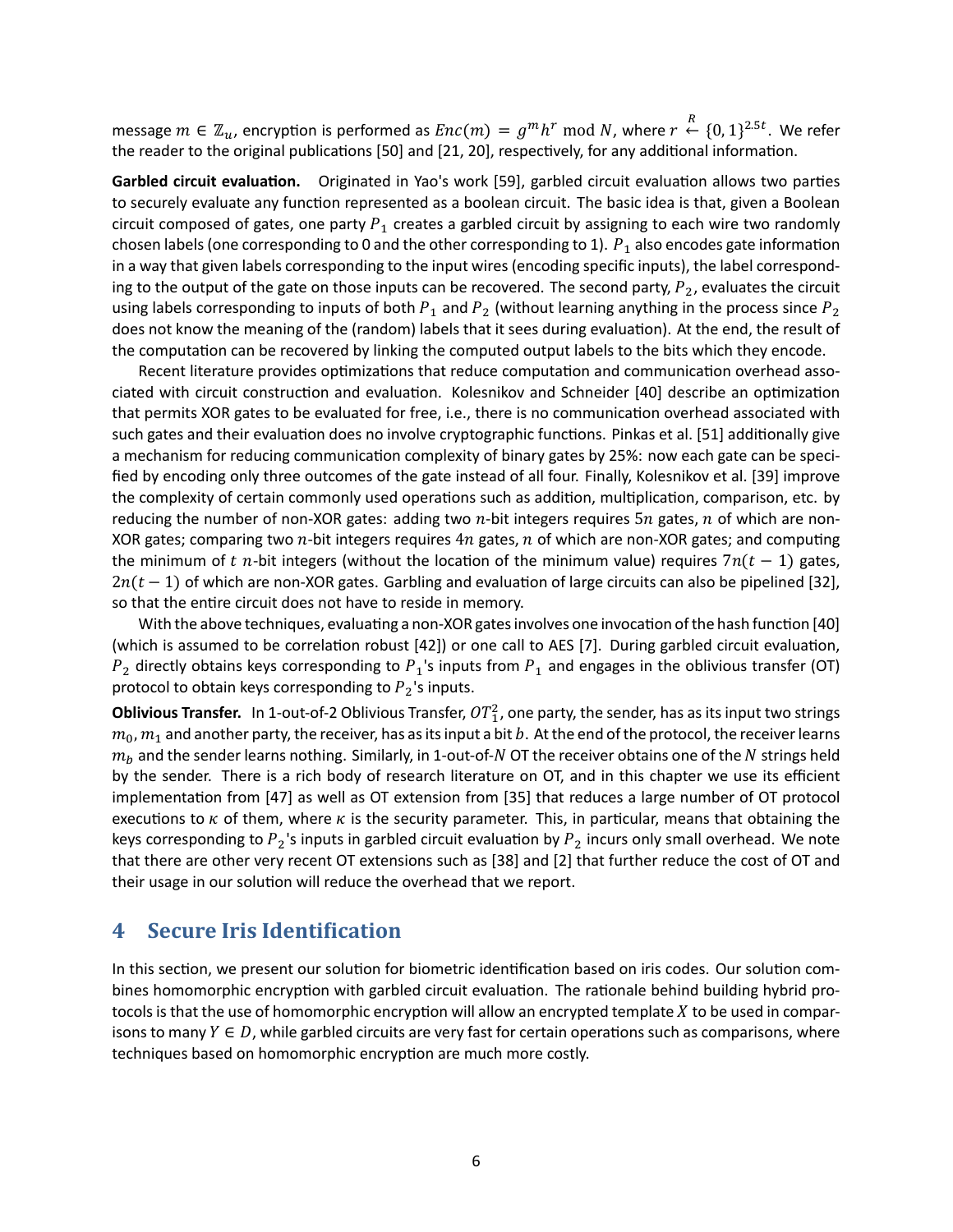message $m \in \mathbb{Z}_u$, encryption is performed as $Enc(m) = g^m h^r \bmod N$, where $r \overset{R}{\leftarrow} \{0,1\}^{2.5t}$. We refer the reader to the original publications [50] and [21, 20], respectively, for any additional information.

**Garbled circuit evaluation.** Originated in Yao's work [59], garbled circuit evaluation allows two parties to securely evaluate any function represented as a boolean circuit. The basic idea is that, given a Boolean circuit composed of gates, one party $P_1$ creates a garbled circuit by assigning to each wire two randomly chosen labels (one corresponding to 0 and the other corresponding to 1). $P_1$ also encodes gate information in a way that given labels corresponding to the input wires (encoding specific inputs), the label corresponding to the output of the gate on those inputs can be recovered. The second party, $P_2$, evaluates the circuit using labels corresponding to inputs of both $P_1$ and $P_2$ (without learning anything in the process since $P_2$ does not know the meaning of the (random) labels that it sees during evaluation). At the end, the result of the computation can be recovered by linking the computed output labels to the bits which they encode.

Recent literature provides optimizations that reduce computation and communication overhead associated with circuit construction and evaluation. Kolesnikov and Schneider [40] describe an optimization that permits XOR gates to be evaluated for free, i.e., there is no communication overhead associated with such gates and their evaluation does no involve cryptographic functions. Pinkas et al. [51] additionally give a mechanism for reducing communication complexity of binary gates by 25%: now each gate can be specified by encoding only three outcomes of the gate instead of all four. Finally, Kolesnikov et al. [39] improve the complexity of certain commonly used operations such as addition, multiplication, comparison, etc. by reducing the number of non-XOR gates: adding two $n$-bit integers requires $5n$ gates, $n$ of which are non-XOR gates; comparing two $n$-bit integers requires $4n$ gates, $n$ of which are non-XOR gates; and computing the minimum of $t$ $n$-bit integers (without the location of the minimum value) requires $7n(t-1)$ gates, $2n(t-1)$ of which are non-XOR gates. Garbling and evaluation of large circuits can also be pipelined [32], so that the entire circuit does not have to reside in memory.

With the above techniques, evaluating a non-XOR gates involves one invocation of the hash function [40] (which is assumed to be correlation robust [42]) or one call to AES [7]. During garbled circuit evaluation, $P_2$ directly obtains keys corresponding to $P_1$'s inputs from $P_1$ and engages in the oblivious transfer (OT) protocol to obtain keys corresponding to $P_2$'s inputs.

**Oblivious Transfer.** In 1-out-of-2 Oblivious Transfer, $OT_1^2$, one party, the sender, has as its input two strings $m_0, m_1$ and another party, the receiver, has as its input a bit $b$. At the end of the protocol, the receiver learns $m_b$ and the sender learns nothing. Similarly, in 1-out-of-$N$ OT the receiver obtains one of the $N$ strings held by the sender. There is a rich body of research literature on OT, and in this chapter we use its efficient implementation from [47] as well as OT extension from [35] that reduces a large number of OT protocol executions to $\kappa$ of them, where $\kappa$ is the security parameter. This, in particular, means that obtaining the keys corresponding to $P_2$'s inputs in garbled circuit evaluation by $P_2$ incurs only small overhead. We note that there are other very recent OT extensions such as [38] and [2] that further reduce the cost of OT and their usage in our solution will reduce the overhead that we report.

# 4 Secure Iris Identification

In this section, we present our solution for biometric identification based on iris codes. Our solution combines homomorphic encryption with garbled circuit evaluation. The rationale behind building hybrid protocols is that the use of homomorphic encryption will allow an encrypted template $X$ to be used in comparisons to many $Y \in D$, while garbled circuits are very fast for certain operations such as comparisons, where techniques based on homomorphic encryption are much more costly.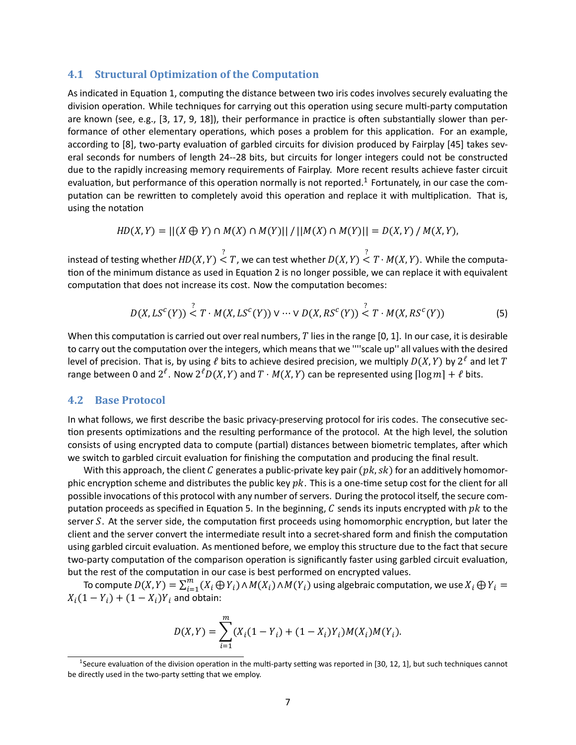### 4.1 Structural Optimization of the Computation

As indicated in Equation 1, computing the distance between two iris codes involves securely evaluating the division operation. While techniques for carrying out this operation using secure multi-party computation are known (see, e.g., [3, 17, 9, 18]), their performance in practice is often substantially slower than performance of other elementary operations, which poses a problem for this application. For an example, according to [8], two-party evaluation of garbled circuits for division produced by Fairplay [45] takes several seconds for numbers of length 24--28 bits, but circuits for longer integers could not be constructed due to the rapidly increasing memory requirements of Fairplay. More recent results achieve faster circuit evaluation, but performance of this operation normally is not reported.[1] Fortunately, in our case the computation can be rewritten to completely avoid this operation and replace it with multiplication. That is, using the notation

$$HD(X,Y) = ||(X \oplus Y) \cap M(X) \cap M(Y)|| \,/\, ||M(X) \cap M(Y)|| = D(X,Y) \,/\, M(X,Y),$$

instead of testing whether $HD(X,Y) \overset{?}{<} T$, we can test whether $D(X,Y) \overset{?}{<} T \cdot M(X,Y)$. While the computation of the minimum distance as used in Equation 2 is no longer possible, we can replace it with equivalent computation that does not increase its cost. Now the computation becomes:

$$D(X, LS^c(Y)) \overset{?}{<} T \cdot M(X, LS^c(Y)) \vee \cdots \vee D(X, RS^c(Y)) \overset{?}{<} T \cdot M(X, RS^c(Y)) \quad (5)$$

When this computation is carried out over real numbers, $T$ lies in the range [0, 1]. In our case, it is desirable to carry out the computation over the integers, which means that we ""scale up'' all values with the desired level of precision. That is, by using $\ell$ bits to achieve desired precision, we multiply $D(X,Y)$ by $2^\ell$ and let $T$ range between 0 and $2^\ell$. Now $2^\ell D(X,Y)$ and $T \cdot M(X,Y)$ can be represented using $\lceil \log m \rceil + \ell$ bits.

### 4.2 Base Protocol

In what follows, we first describe the basic privacy-preserving protocol for iris codes. The consecutive section presents optimizations and the resulting performance of the protocol. At the high level, the solution consists of using encrypted data to compute (partial) distances between biometric templates, after which we switch to garbled circuit evaluation for finishing the computation and producing the final result.

With this approach, the client $C$ generates a public-private key pair $(pk, sk)$ for an additively homomorphic encryption scheme and distributes the public key $pk$. This is a one-time setup cost for the client for all possible invocations of this protocol with any number of servers. During the protocol itself, the secure computation proceeds as specified in Equation 5. In the beginning, $C$ sends its inputs encrypted with $pk$ to the server $S$. At the server side, the computation first proceeds using homomorphic encryption, but later the client and the server convert the intermediate result into a secret-shared form and finish the computation using garbled circuit evaluation. As mentioned before, we employ this structure due to the fact that secure two-party computation of the comparison operation is significantly faster using garbled circuit evaluation, but the rest of the computation in our case is best performed on encrypted values.

To compute $D(X,Y) = \sum_{i=1}^{m} (X_i \oplus Y_i) \wedge M(X_i) \wedge M(Y_i)$ using algebraic computation, we use $X_i \oplus Y_i = X_i(1 - Y_i) + (1 - X_i)Y_i$ and obtain:

$$D(X,Y) = \sum_{i=1}^{m} (X_i(1 - Y_i) + (1 - X_i)Y_i) M(X_i) M(Y_i).$$

[1] Secure evaluation of the division operation in the multi-party setting was reported in [30, 12, 1], but such techniques cannot be directly used in the two-party setting that we employ.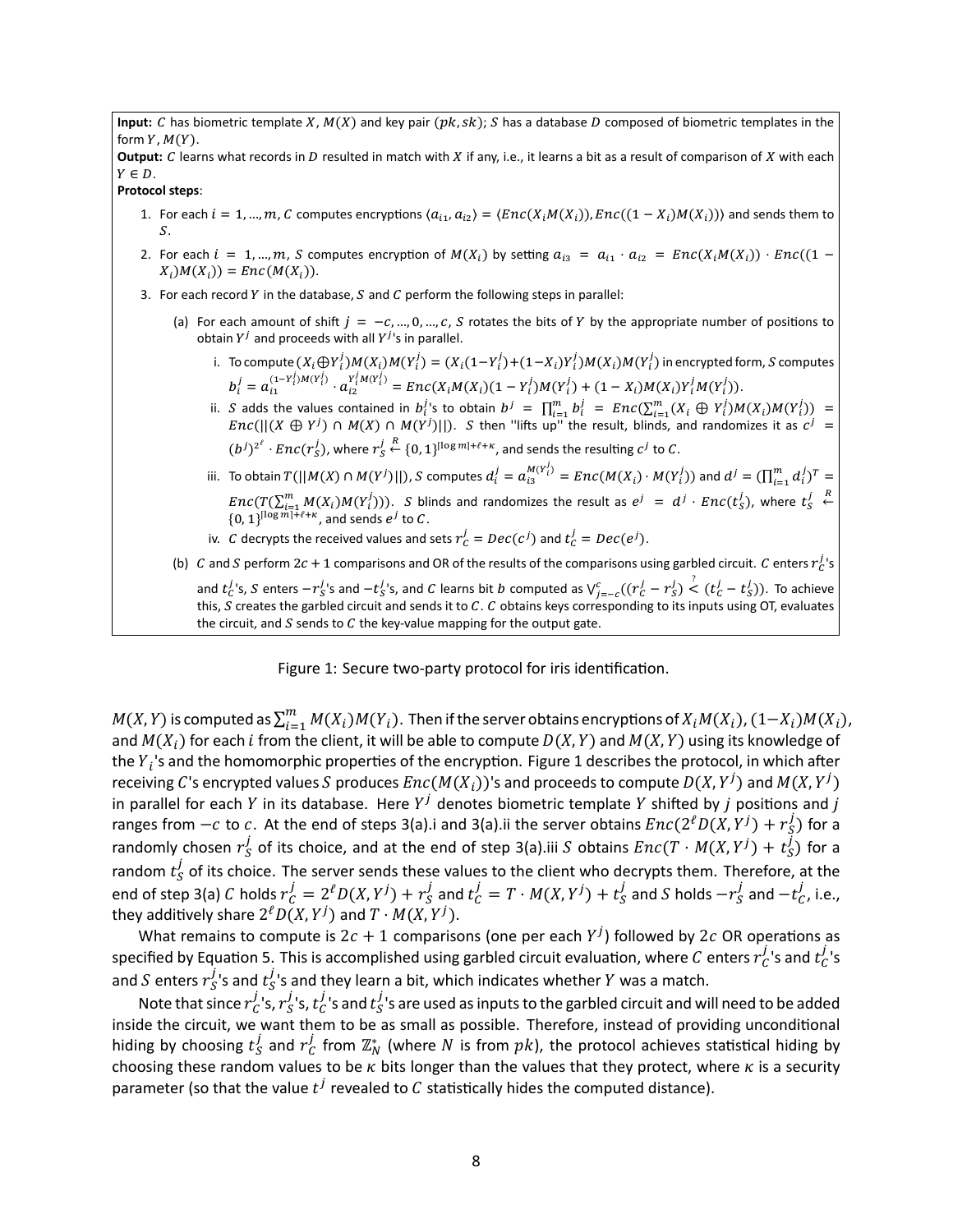**Input:** $C$ has biometric template $X$, $M(X)$ and key pair $(pk, sk)$; $S$ has a database $D$ composed of biometric templates in the form $Y$, $M(Y)$.

**Output:** $C$ learns what records in $D$ resulted in match with $X$ if any, i.e., it learns a bit as a result of comparison of $X$ with each $Y \in D$.

**Protocol steps**:

1. For each $i = 1, \ldots, m$, $C$ computes encryptions $\langle a_{i1}, a_{i2} \rangle = \langle Enc(X_i M(X_i)), Enc((1 - X_i)M(X_i)) \rangle$ and sends them to $S$.
2. For each $i = 1, \ldots, m$, $S$ computes encryption of $M(X_i)$ by setting $a_{i3} = a_{i1} \cdot a_{i2} = Enc(X_i M(X_i)) \cdot Enc((1 - X_i)M(X_i)) = Enc(M(X_i))$.
3. For each record $Y$ in the database, $S$ and $C$ perform the following steps in parallel:
   (a) For each amount of shift $j = -c, \ldots, 0, \ldots, c$, $S$ rotates the bits of $Y$ by the appropriate number of positions to obtain $Y^j$ and proceeds with all $Y^j$'s in parallel.
      i. To compute $(X_i \oplus Y_i^j)M(X_i)M(Y_i^j) = (X_i(1-Y_i^j)+(1-X_i)Y_i^j)M(X_i)M(Y_i^j)$ in encrypted form, $S$ computes $b_i^j = a_{i1}^{(1-Y_i^j)M(Y_i^j)} \cdot a_{i2}^{Y_i^j M(Y_i^j)} = Enc(X_i M(X_i)(1 - Y_i^j)M(Y_i^j) + (1 - X_i)M(X_i)Y_i^j M(Y_i^j))$.
      ii. $S$ adds the values contained in $b_i^j$'s to obtain $b^j = \prod_{i=1}^m b_i^j = Enc(\sum_{i=1}^m (X_i \oplus Y_i^j)M(X_i)M(Y_i^j)) = Enc(||(X \oplus Y^j) \cap M(X) \cap M(Y^j)||)$. $S$ then "lifts up" the result, blinds, and randomizes it as $c^j = (b^j)^{2^\ell} \cdot Enc(r_S^j)$, where $r_S^j \stackrel{R}{\leftarrow} \{0,1\}^{\lceil \log m \rceil + \ell + \kappa}$, and sends the resulting $c^j$ to $C$.
      iii. To obtain $T(||M(X) \cap M(Y^j)||)$, $S$ computes $d_i^j = a_{i3}^{M(Y_i^j)} = Enc(M(X_i) \cdot M(Y_i^j))$ and $d^j = (\prod_{i=1}^m d_i^j)^T = Enc(T(\sum_{i=1}^m M(X_i)M(Y_i^j)))$. $S$ blinds and randomizes the result as $e^j = d^j \cdot Enc(t_S^j)$, where $t_S^j \stackrel{R}{\leftarrow} \{0,1\}^{\lceil \log m \rceil + \ell + \kappa}$, and sends $e^j$ to $C$.
      iv. $C$ decrypts the received values and sets $r_C^j = Dec(c^j)$ and $t_C^j = Dec(e^j)$.
   (b) $C$ and $S$ perform $2c + 1$ comparisons and OR of the results of the comparisons using garbled circuit. $C$ enters $r_C^j$'s and $t_C^j$'s, $S$ enters $-r_S^j$'s and $-t_S^j$'s, and $C$ learns bit $b$ computed as $\bigvee_{j=-c}^{c} ((r_C^j - r_S^j) \stackrel{?}{<} (t_C^j - t_S^j))$. To achieve this, $S$ creates the garbled circuit and sends it to $C$. $C$ obtains keys corresponding to its inputs using OT, evaluates the circuit, and $S$ sends to $C$ the key-value mapping for the output gate.

Figure 1: Secure two-party protocol for iris identification.

$M(X, Y)$ is computed as $\sum_{i=1}^m M(X_i)M(Y_i)$. Then if the server obtains encryptions of $X_i M(X_i)$, $(1 - X_i)M(X_i)$, and $M(X_i)$ for each $i$ from the client, it will be able to compute $D(X, Y)$ and $M(X, Y)$ using its knowledge of the $Y_i$'s and the homomorphic properties of the encryption. Figure 1 describes the protocol, in which after receiving $C$'s encrypted values $S$ produces $Enc(M(X_i))$'s and proceeds to compute $D(X, Y^j)$ and $M(X, Y^j)$ in parallel for each $Y$ in its database. Here $Y^j$ denotes biometric template $Y$ shifted by $j$ positions and $j$ ranges from $-c$ to $c$. At the end of steps 3(a).i and 3(a).ii the server obtains $Enc(2^\ell D(X, Y^j) + r_S^j)$ for a randomly chosen $r_S^j$ of its choice, and at the end of step 3(a).iii $S$ obtains $Enc(T \cdot M(X, Y^j) + t_S^j)$ for a random $t_S^j$ of its choice. The server sends these values to the client who decrypts them. Therefore, at the end of step 3(a) $C$ holds $r_C^j = 2^\ell D(X, Y^j) + r_S^j$ and $t_C^j = T \cdot M(X, Y^j) + t_S^j$ and $S$ holds $-r_S^j$ and $-t_C^j$, i.e., they additively share $2^\ell D(X, Y^j)$ and $T \cdot M(X, Y^j)$.

What remains to compute is $2c + 1$ comparisons (one per each $Y^j$) followed by $2c$ OR operations as specified by Equation 5. This is accomplished using garbled circuit evaluation, where $C$ enters $r_C^j$'s and $t_C^j$'s and $S$ enters $r_S^j$'s and $t_S^j$'s and they learn a bit, which indicates whether $Y$ was a match.

Note that since $r_C^j$'s, $r_S^j$'s, $t_C^j$'s and $t_S^j$'s are used as inputs to the garbled circuit and will need to be added inside the circuit, we want them to be as small as possible. Therefore, instead of providing unconditional hiding by choosing $t_S^j$ and $r_C^j$ from $\mathbb{Z}_N^*$ (where $N$ is from $pk$), the protocol achieves statistical hiding by choosing these random values to be $\kappa$ bits longer than the values that they protect, where $\kappa$ is a security parameter (so that the value $t^j$ revealed to $C$ statistically hides the computed distance).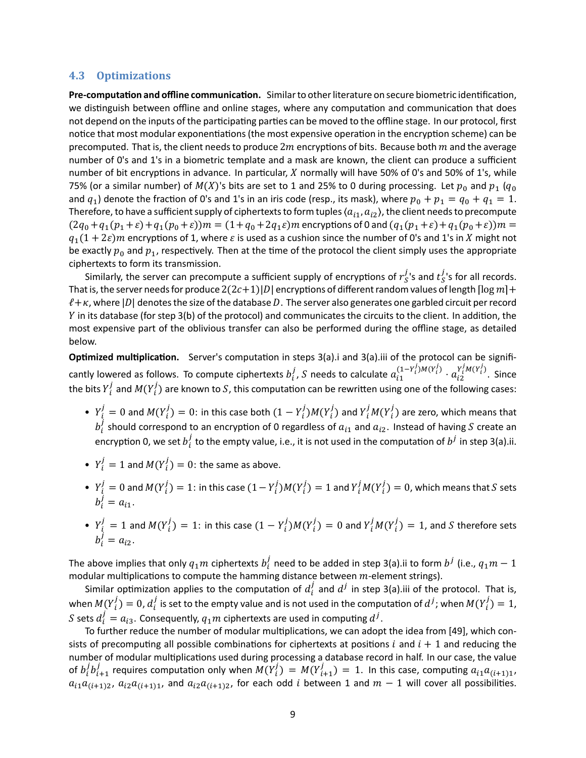### 4.3 Optimizations

**Pre-computation and offline communication.** Similar to other literature on secure biometric identification, we distinguish between offline and online stages, where any computation and communication that does not depend on the inputs of the participating parties can be moved to the offline stage. In our protocol, first notice that most modular exponentiations (the most expensive operation in the encryption scheme) can be precomputed. That is, the client needs to produce $2m$ encryptions of bits. Because both $m$ and the average number of 0's and 1's in a biometric template and a mask are known, the client can produce a sufficient number of bit encryptions in advance. In particular, $X$ normally will have 50% of 0's and 50% of 1's, while 75% (or a similar number) of $M(X)$'s bits are set to 1 and 25% to 0 during processing. Let $p_0$ and $p_1$ ($q_0$ and $q_1$) denote the fraction of 0's and 1's in an iris code (resp., its mask), where $p_0 + p_1 = q_0 + q_1 = 1$. Therefore, to have a sufficient supply of ciphertexts to form tuples $\langle a_{i1}, a_{i2} \rangle$, the client needs to precompute $(2q_0 + q_1(p_1 + \varepsilon) + q_1(p_0 + \varepsilon))m = (1 + q_0 + 2q_1\varepsilon)m$ encryptions of 0 and $(q_1(p_1 + \varepsilon) + q_1(p_0 + \varepsilon))m = q_1(1 + 2\varepsilon)m$ encryptions of 1, where $\varepsilon$ is used as a cushion since the number of 0's and 1's in $X$ might not be exactly $p_0$ and $p_1$, respectively. Then at the time of the protocol the client simply uses the appropriate ciphertexts to form its transmission.

Similarly, the server can precompute a sufficient supply of encryptions of $r_S^j$'s and $t_S^j$'s for all records. That is, the server needs for produce $2(2c+1)|D|$ encryptions of different random values of length $\lceil \log m \rceil + \ell + \kappa$, where $|D|$ denotes the size of the database $D$. The server also generates one garbled circuit per record $Y$ in its database (for step 3(b) of the protocol) and communicates the circuits to the client. In addition, the most expensive part of the oblivious transfer can also be performed during the offline stage, as detailed below.

**Optimized multiplication.** Server's computation in steps 3(a).i and 3(a).iii of the protocol can be significantly lowered as follows. To compute ciphertexts $b_i^j$, $S$ needs to calculate $a_{i1}^{(1-Y_i^j)M(Y_i^j)} \cdot a_{i2}^{Y_i^j M(Y_i^j)}$. Since the bits $Y_i^j$ and $M(Y_i^j)$ are known to $S$, this computation can be rewritten using one of the following cases:

- $Y_i^j = 0$ and $M(Y_i^j) = 0$: in this case both $(1 - Y_i^j)M(Y_i^j)$ and $Y_i^j M(Y_i^j)$ are zero, which means that $b_i^j$ should correspond to an encryption of 0 regardless of $a_{i1}$ and $a_{i2}$. Instead of having $S$ create an encryption 0, we set $b_i^j$ to the empty value, i.e., it is not used in the computation of $b^j$ in step 3(a).ii.
- $Y_i^j = 1$ and $M(Y_i^j) = 0$: the same as above.
- $Y_i^j = 0$ and $M(Y_i^j) = 1$: in this case $(1 - Y_i^j)M(Y_i^j) = 1$ and $Y_i^j M(Y_i^j) = 0$, which means that $S$ sets $b_i^j = a_{i1}$.
- $Y_i^j = 1$ and $M(Y_i^j) = 1$: in this case $(1 - Y_i^j)M(Y_i^j) = 0$ and $Y_i^j M(Y_i^j) = 1$, and $S$ therefore sets $b_i^j = a_{i2}$.

The above implies that only $q_1 m$ ciphertexts $b_i^j$ need to be added in step 3(a).ii to form $b^j$ (i.e., $q_1 m - 1$ modular multiplications to compute the hamming distance between $m$-element strings).

Similar optimization applies to the computation of $d_i^j$ and $d^j$ in step 3(a).iii of the protocol. That is, when $M(Y_i^j) = 0$, $d_i^j$ is set to the empty value and is not used in the computation of $d^j$; when $M(Y_i^j) = 1$, $S$ sets $d_i^j = a_{i3}$. Consequently, $q_1 m$ ciphertexts are used in computing $d^j$.

To further reduce the number of modular multiplications, we can adopt the idea from [49], which consists of precomputing all possible combinations for ciphertexts at positions $i$ and $i + 1$ and reducing the number of modular multiplications used during processing a database record in half. In our case, the value of $b_i^j b_{i+1}^j$ requires computation only when $M(Y_i^j) = M(Y_{i+1}^j) = 1$. In this case, computing $a_{i1}a_{(i+1)1}$, $a_{i1}a_{(i+1)2}$, $a_{i2}a_{(i+1)1}$, and $a_{i2}a_{(i+1)2}$, for each odd $i$ between 1 and $m - 1$ will cover all possibilities.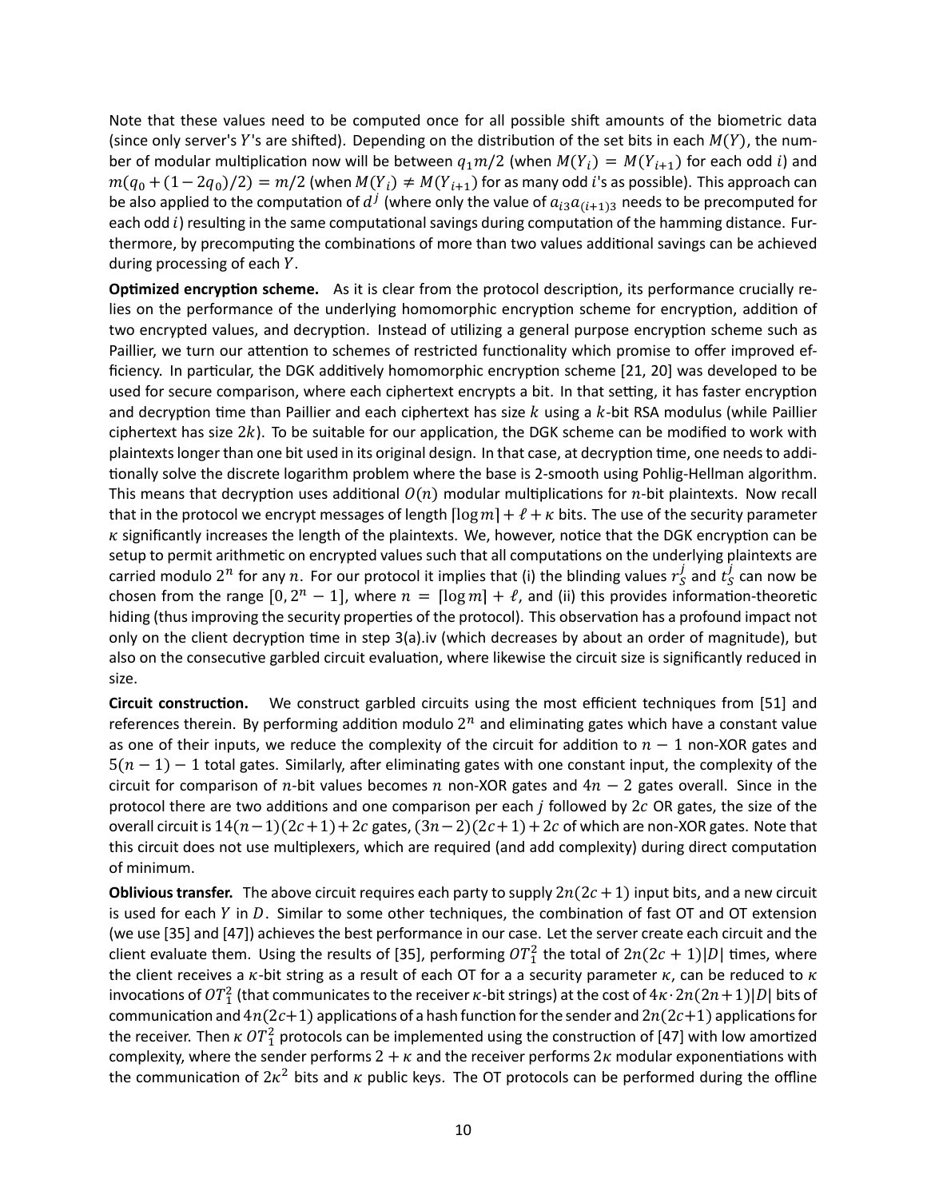Note that these values need to be computed once for all possible shift amounts of the biometric data (since only server's $Y$'s are shifted). Depending on the distribution of the set bits in each $M(Y)$, the number of modular multiplication now will be between $q_1 m/2$ (when $M(Y_i) = M(Y_{i+1})$ for each odd $i$) and $m(q_0 + (1-2q_0)/2) = m/2$ (when $M(Y_i) \neq M(Y_{i+1})$ for as many odd $i$'s as possible). This approach can be also applied to the computation of $d^j$ (where only the value of $a_{i3}a_{(i+1)3}$ needs to be precomputed for each odd $i$) resulting in the same computational savings during computation of the hamming distance. Furthermore, by precomputing the combinations of more than two values additional savings can be achieved during processing of each $Y$.

**Optimized encryption scheme.** As it is clear from the protocol description, its performance crucially relies on the performance of the underlying homomorphic encryption scheme for encryption, addition of two encrypted values, and decryption. Instead of utilizing a general purpose encryption scheme such as Paillier, we turn our attention to schemes of restricted functionality which promise to offer improved efficiency. In particular, the DGK additively homomorphic encryption scheme [21, 20] was developed to be used for secure comparison, where each ciphertext encrypts a bit. In that setting, it has faster encryption and decryption time than Paillier and each ciphertext has size $k$ using a $k$-bit RSA modulus (while Paillier ciphertext has size $2k$). To be suitable for our application, the DGK scheme can be modified to work with plaintexts longer than one bit used in its original design. In that case, at decryption time, one needs to additionally solve the discrete logarithm problem where the base is 2-smooth using Pohlig-Hellman algorithm. This means that decryption uses additional $O(n)$ modular multiplications for $n$-bit plaintexts. Now recall that in the protocol we encrypt messages of length $\lceil \log m \rceil + \ell + \kappa$ bits. The use of the security parameter $\kappa$ significantly increases the length of the plaintexts. We, however, notice that the DGK encryption can be setup to permit arithmetic on encrypted values such that all computations on the underlying plaintexts are carried modulo $2^n$ for any $n$. For our protocol it implies that (i) the blinding values $r_S^j$ and $t_S^j$ can now be chosen from the range $[0, 2^n - 1]$, where $n = \lceil \log m \rceil + \ell$, and (ii) this provides information-theoretic hiding (thus improving the security properties of the protocol). This observation has a profound impact not only on the client decryption time in step 3(a).iv (which decreases by about an order of magnitude), but also on the consecutive garbled circuit evaluation, where likewise the circuit size is significantly reduced in size.

**Circuit construction.** We construct garbled circuits using the most efficient techniques from [51] and references therein. By performing addition modulo $2^n$ and eliminating gates which have a constant value as one of their inputs, we reduce the complexity of the circuit for addition to $n-1$ non-XOR gates and $5(n-1)-1$ total gates. Similarly, after eliminating gates with one constant input, the complexity of the circuit for comparison of $n$-bit values becomes $n$ non-XOR gates and $4n-2$ gates overall. Since in the protocol there are two additions and one comparison per each $j$ followed by $2c$ OR gates, the size of the overall circuit is $14(n-1)(2c+1)+2c$ gates, $(3n-2)(2c+1)+2c$ of which are non-XOR gates. Note that this circuit does not use multiplexers, which are required (and add complexity) during direct computation of minimum.

**Oblivious transfer.** The above circuit requires each party to supply $2n(2c+1)$ input bits, and a new circuit is used for each $Y$ in $D$. Similar to some other techniques, the combination of fast OT and OT extension (we use [35] and [47]) achieves the best performance in our case. Let the server create each circuit and the client evaluate them. Using the results of [35], performing $OT_1^2$ the total of $2n(2c+1)|D|$ times, where the client receives a $\kappa$-bit string as a result of each OT for a a security parameter $\kappa$, can be reduced to $\kappa$ invocations of $OT_1^2$ (that communicates to the receiver $\kappa$-bit strings) at the cost of $4\kappa \cdot 2n(2n+1)|D|$ bits of communication and $4n(2c+1)$ applications of a hash function for the sender and $2n(2c+1)$ applications for the receiver. Then $\kappa$ $OT_1^2$ protocols can be implemented using the construction of [47] with low amortized complexity, where the sender performs $2+\kappa$ and the receiver performs $2\kappa$ modular exponentiations with the communication of $2\kappa^2$ bits and $\kappa$ public keys. The OT protocols can be performed during the offline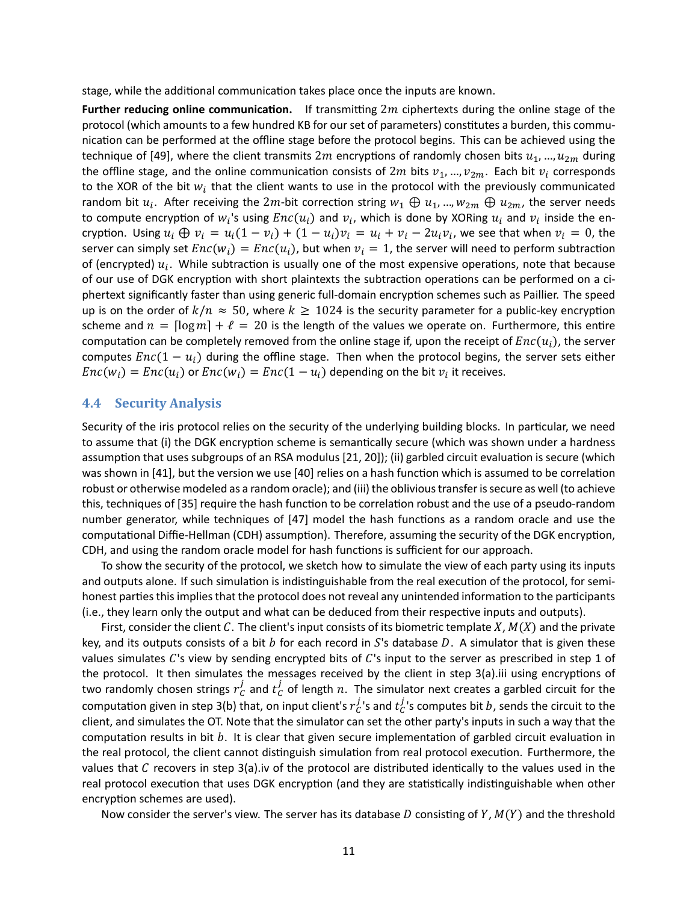stage, while the additional communication takes place once the inputs are known.

**Further reducing online communication.** If transmitting $2m$ ciphertexts during the online stage of the protocol (which amounts to a few hundred KB for our set of parameters) constitutes a burden, this communication can be performed at the offline stage before the protocol begins. This can be achieved using the technique of [49], where the client transmits $2m$ encryptions of randomly chosen bits $u_1, ..., u_{2m}$ during the offline stage, and the online communication consists of $2m$ bits $v_1, ..., v_{2m}$. Each bit $v_i$ corresponds to the XOR of the bit $w_i$ that the client wants to use in the protocol with the previously communicated random bit $u_i$. After receiving the $2m$-bit correction string $w_1 \oplus u_1, ..., w_{2m} \oplus u_{2m}$, the server needs to compute encryption of $w_i$'s using $Enc(u_i)$ and $v_i$, which is done by XORing $u_i$ and $v_i$ inside the encryption. Using $u_i \oplus v_i = u_i(1 - v_i) + (1 - u_i)v_i = u_i + v_i - 2u_iv_i$, we see that when $v_i = 0$, the server can simply set $Enc(w_i) = Enc(u_i)$, but when $v_i = 1$, the server will need to perform subtraction of (encrypted) $u_i$. While subtraction is usually one of the most expensive operations, note that because of our use of DGK encryption with short plaintexts the subtraction operations can be performed on a ciphertext significantly faster than using generic full-domain encryption schemes such as Paillier. The speed up is on the order of $k/n \approx 50$, where $k \geq 1024$ is the security parameter for a public-key encryption scheme and $n = \lceil \log m \rceil + \ell = 20$ is the length of the values we operate on. Furthermore, this entire computation can be completely removed from the online stage if, upon the receipt of $Enc(u_i)$, the server computes $Enc(1 - u_i)$ during the offline stage. Then when the protocol begins, the server sets either $Enc(w_i) = Enc(u_i)$ or $Enc(w_i) = Enc(1 - u_i)$ depending on the bit $v_i$ it receives.

## 4.4 Security Analysis

Security of the iris protocol relies on the security of the underlying building blocks. In particular, we need to assume that (i) the DGK encryption scheme is semantically secure (which was shown under a hardness assumption that uses subgroups of an RSA modulus [21, 20]); (ii) garbled circuit evaluation is secure (which was shown in [41], but the version we use [40] relies on a hash function which is assumed to be correlation robust or otherwise modeled as a random oracle); and (iii) the oblivious transfer is secure as well (to achieve this, techniques of [35] require the hash function to be correlation robust and the use of a pseudo-random number generator, while techniques of [47] model the hash functions as a random oracle and use the computational Diffie-Hellman (CDH) assumption). Therefore, assuming the security of the DGK encryption, CDH, and using the random oracle model for hash functions is sufficient for our approach.

To show the security of the protocol, we sketch how to simulate the view of each party using its inputs and outputs alone. If such simulation is indistinguishable from the real execution of the protocol, for semi-honest parties this implies that the protocol does not reveal any unintended information to the participants (i.e., they learn only the output and what can be deduced from their respective inputs and outputs).

First, consider the client $C$. The client's input consists of its biometric template $X$, $M(X)$ and the private key, and its outputs consists of a bit $b$ for each record in $S$'s database $D$. A simulator that is given these values simulates $C$'s view by sending encrypted bits of $C$'s input to the server as prescribed in step 1 of the protocol. It then simulates the messages received by the client in step 3(a).iii using encryptions of two randomly chosen strings $r_C^j$ and $t_C^j$ of length $n$. The simulator next creates a garbled circuit for the computation given in step 3(b) that, on input client's $r_C^j$'s and $t_C^j$'s computes bit $b$, sends the circuit to the client, and simulates the OT. Note that the simulator can set the other party's inputs in such a way that the computation results in bit $b$. It is clear that given secure implementation of garbled circuit evaluation in the real protocol, the client cannot distinguish simulation from real protocol execution. Furthermore, the values that $C$ recovers in step 3(a).iv of the protocol are distributed identically to the values used in the real protocol execution that uses DGK encryption (and they are statistically indistinguishable when other encryption schemes are used).

Now consider the server's view. The server has its database $D$ consisting of $Y$, $M(Y)$ and the threshold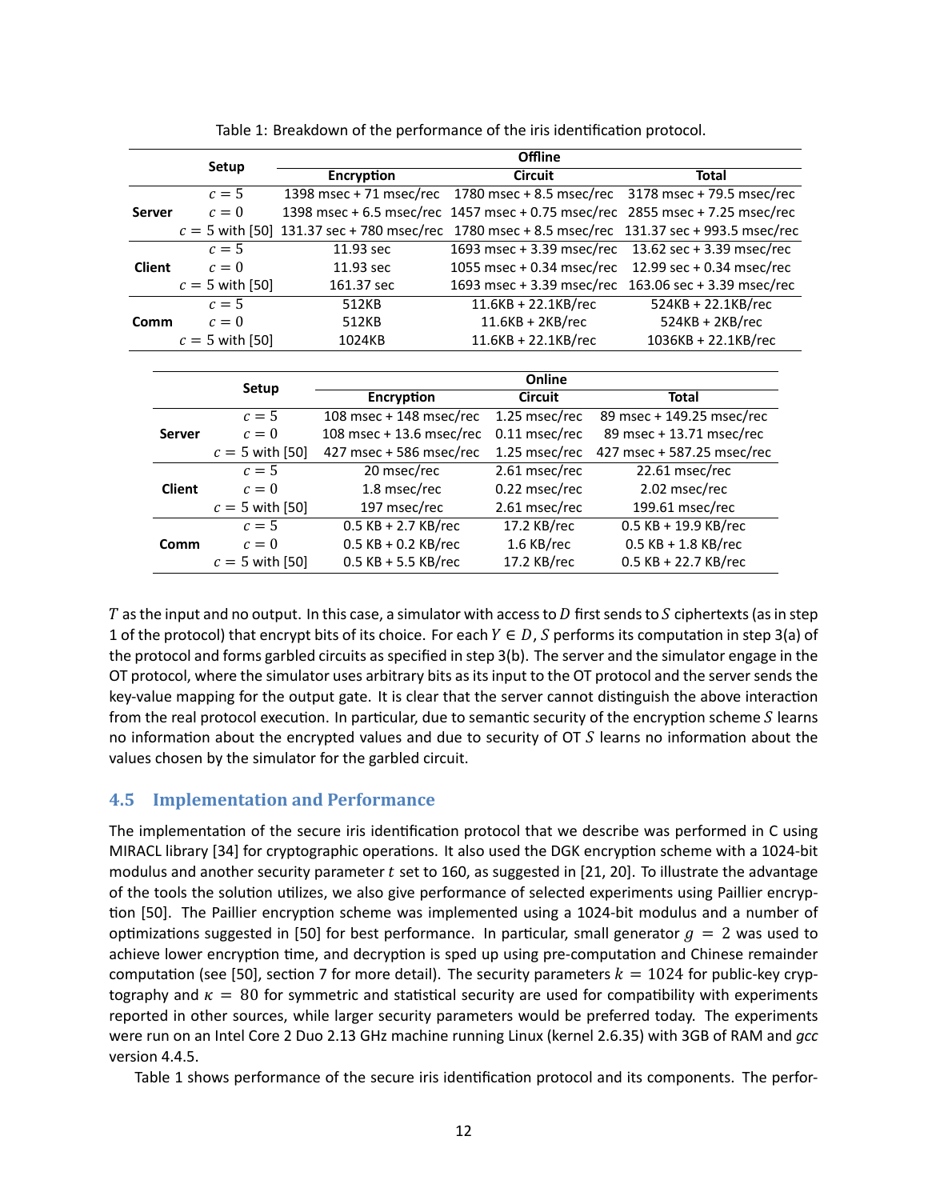Table 1: Breakdown of the performance of the iris identification protocol.

| Setup | | Offline | | |
|---|---|---|---|---|
| | | Encryption | Circuit | Total |
| Server | $c = 5$ | 1398 msec + 71 msec/rec | 1780 msec + 8.5 msec/rec | 3178 msec + 79.5 msec/rec |
| | $c = 0$ | 1398 msec + 6.5 msec/rec | 1457 msec + 0.75 msec/rec | 2855 msec + 7.25 msec/rec |
| | $c = 5$ with [50] | 131.37 sec + 780 msec/rec | 1780 msec + 8.5 msec/rec | 131.37 sec + 993.5 msec/rec |
| Client | $c = 5$ | 11.93 sec | 1693 msec + 3.39 msec/rec | 13.62 sec + 3.39 msec/rec |
| | $c = 0$ | 11.93 sec | 1055 msec + 0.34 msec/rec | 12.99 sec + 0.34 msec/rec |
| | $c = 5$ with [50] | 161.37 sec | 1693 msec + 3.39 msec/rec | 163.06 sec + 3.39 msec/rec |
| Comm | $c = 5$ | 512KB | 11.6KB + 22.1KB/rec | 524KB + 22.1KB/rec |
| | $c = 0$ | 512KB | 11.6KB + 2KB/rec | 524KB + 2KB/rec |
| | $c = 5$ with [50] | 1024KB | 11.6KB + 22.1KB/rec | 1036KB + 22.1KB/rec |

| Setup | | Online | | |
|---|---|---|---|---|
| | | Encryption | Circuit | Total |
| Server | $c = 5$ | 108 msec + 148 msec/rec | 1.25 msec/rec | 89 msec + 149.25 msec/rec |
| | $c = 0$ | 108 msec + 13.6 msec/rec | 0.11 msec/rec | 89 msec + 13.71 msec/rec |
| | $c = 5$ with [50] | 427 msec + 586 msec/rec | 1.25 msec/rec | 427 msec + 587.25 msec/rec |
| Client | $c = 5$ | 20 msec/rec | 2.61 msec/rec | 22.61 msec/rec |
| | $c = 0$ | 1.8 msec/rec | 0.22 msec/rec | 2.02 msec/rec |
| | $c = 5$ with [50] | 197 msec/rec | 2.61 msec/rec | 199.61 msec/rec |
| Comm | $c = 5$ | 0.5 KB + 2.7 KB/rec | 17.2 KB/rec | 0.5 KB + 19.9 KB/rec |
| | $c = 0$ | 0.5 KB + 0.2 KB/rec | 1.6 KB/rec | 0.5 KB + 1.8 KB/rec |
| | $c = 5$ with [50] | 0.5 KB + 5.5 KB/rec | 17.2 KB/rec | 0.5 KB + 22.7 KB/rec |

$T$ as the input and no output. In this case, a simulator with access to $D$ first sends to $S$ ciphertexts (as in step 1 of the protocol) that encrypt bits of its choice. For each $Y \in D$, $S$ performs its computation in step 3(a) of the protocol and forms garbled circuits as specified in step 3(b). The server and the simulator engage in the OT protocol, where the simulator uses arbitrary bits as its input to the OT protocol and the server sends the key-value mapping for the output gate. It is clear that the server cannot distinguish the above interaction from the real protocol execution. In particular, due to semantic security of the encryption scheme $S$ learns no information about the encrypted values and due to security of OT $S$ learns no information about the values chosen by the simulator for the garbled circuit.

### 4.5 Implementation and Performance

The implementation of the secure iris identification protocol that we describe was performed in C using MIRACL library [34] for cryptographic operations. It also used the DGK encryption scheme with a 1024-bit modulus and another security parameter $t$ set to 160, as suggested in [21, 20]. To illustrate the advantage of the tools the solution utilizes, we also give performance of selected experiments using Paillier encryption [50]. The Paillier encryption scheme was implemented using a 1024-bit modulus and a number of optimizations suggested in [50] for best performance. In particular, small generator $g = 2$ was used to achieve lower encryption time, and decryption is sped up using pre-computation and Chinese remainder computation (see [50], section 7 for more detail). The security parameters $k = 1024$ for public-key cryptography and $\kappa = 80$ for symmetric and statistical security are used for compatibility with experiments reported in other sources, while larger security parameters would be preferred today. The experiments were run on an Intel Core 2 Duo 2.13 GHz machine running Linux (kernel 2.6.35) with 3GB of RAM and *gcc* version 4.4.5.

Table 1 shows performance of the secure iris identification protocol and its components. The perfor-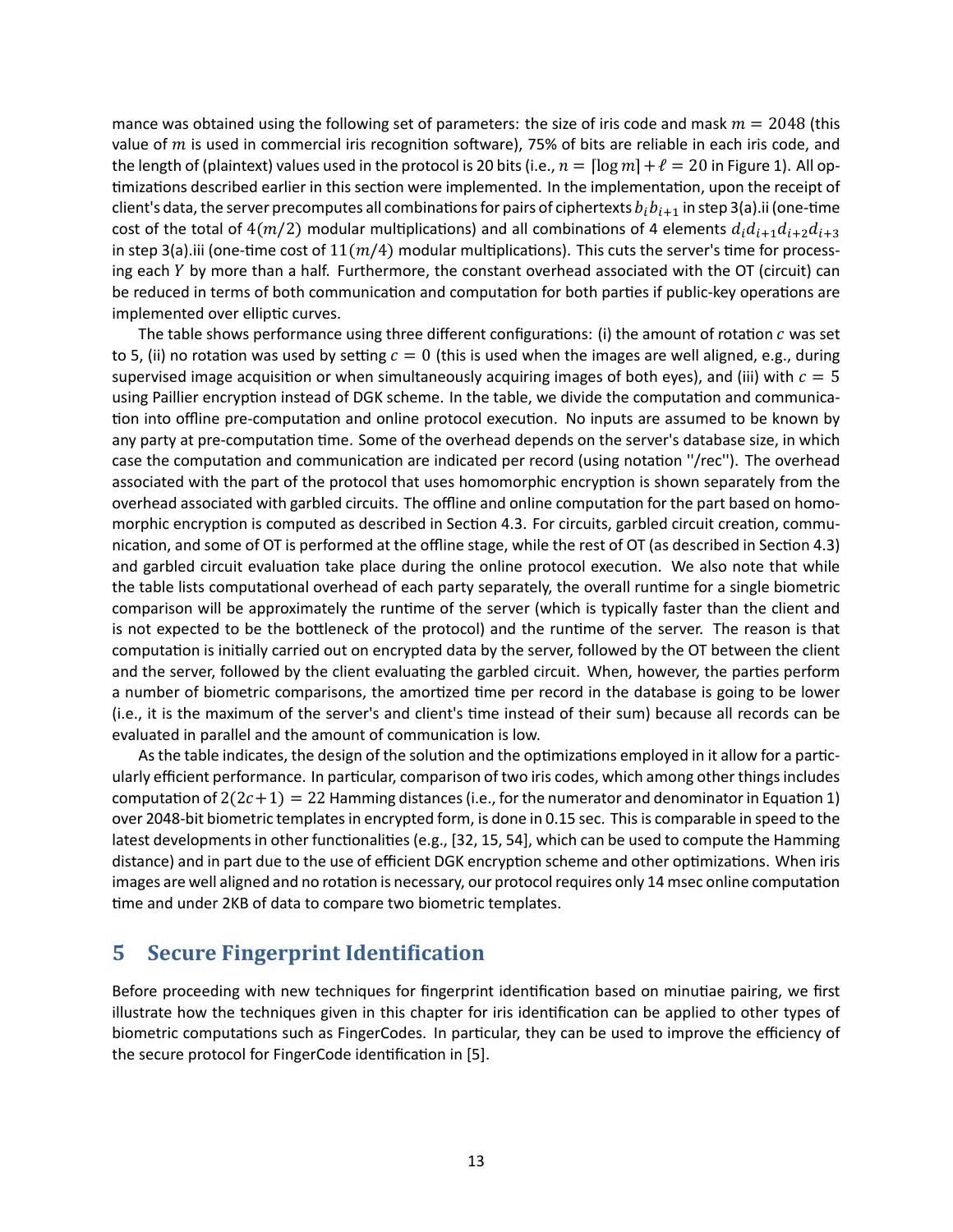mance was obtained using the following set of parameters: the size of iris code and mask $m = 2048$ (this value of $m$ is used in commercial iris recognition software), 75% of bits are reliable in each iris code, and the length of (plaintext) values used in the protocol is 20 bits (i.e., $n = \lceil \log m \rceil + \ell = 20$ in Figure 1). All optimizations described earlier in this section were implemented. In the implementation, upon the receipt of client's data, the server precomputes all combinations for pairs of ciphertexts $b_i b_{i+1}$ in step 3(a).ii (one-time cost of the total of $4(m/2)$ modular multiplications) and all combinations of 4 elements $d_i d_{i+1} d_{i+2} d_{i+3}$ in step 3(a).iii (one-time cost of $11(m/4)$ modular multiplications). This cuts the server's time for processing each $Y$ by more than a half. Furthermore, the constant overhead associated with the OT (circuit) can be reduced in terms of both communication and computation for both parties if public-key operations are implemented over elliptic curves.

The table shows performance using three different configurations: (i) the amount of rotation $c$ was set to 5, (ii) no rotation was used by setting $c = 0$ (this is used when the images are well aligned, e.g., during supervised image acquisition or when simultaneously acquiring images of both eyes), and (iii) with $c = 5$ using Paillier encryption instead of DGK scheme. In the table, we divide the computation and communication into offline pre-computation and online protocol execution. No inputs are assumed to be known by any party at pre-computation time. Some of the overhead depends on the server's database size, in which case the computation and communication are indicated per record (using notation ''/rec''). The overhead associated with the part of the protocol that uses homomorphic encryption is shown separately from the overhead associated with garbled circuits. The offline and online computation for the part based on homomorphic encryption is computed as described in Section 4.3. For circuits, garbled circuit creation, communication, and some of OT is performed at the offline stage, while the rest of OT (as described in Section 4.3) and garbled circuit evaluation take place during the online protocol execution. We also note that while the table lists computational overhead of each party separately, the overall runtime for a single biometric comparison will be approximately the runtime of the server (which is typically faster than the client and is not expected to be the bottleneck of the protocol) and the runtime of the server. The reason is that computation is initially carried out on encrypted data by the server, followed by the OT between the client and the server, followed by the client evaluating the garbled circuit. When, however, the parties perform a number of biometric comparisons, the amortized time per record in the database is going to be lower (i.e., it is the maximum of the server's and client's time instead of their sum) because all records can be evaluated in parallel and the amount of communication is low.

As the table indicates, the design of the solution and the optimizations employed in it allow for a particularly efficient performance. In particular, comparison of two iris codes, which among other things includes computation of $2(2c+1) = 22$ Hamming distances (i.e., for the numerator and denominator in Equation 1) over 2048-bit biometric templates in encrypted form, is done in 0.15 sec. This is comparable in speed to the latest developments in other functionalities (e.g., [32, 15, 54], which can be used to compute the Hamming distance) and in part due to the use of efficient DGK encryption scheme and other optimizations. When iris images are well aligned and no rotation is necessary, our protocol requires only 14 msec online computation time and under 2KB of data to compare two biometric templates.

# 5 Secure Fingerprint Identification

Before proceeding with new techniques for fingerprint identification based on minutiae pairing, we first illustrate how the techniques given in this chapter for iris identification can be applied to other types of biometric computations such as FingerCodes. In particular, they can be used to improve the efficiency of the secure protocol for FingerCode identification in [5].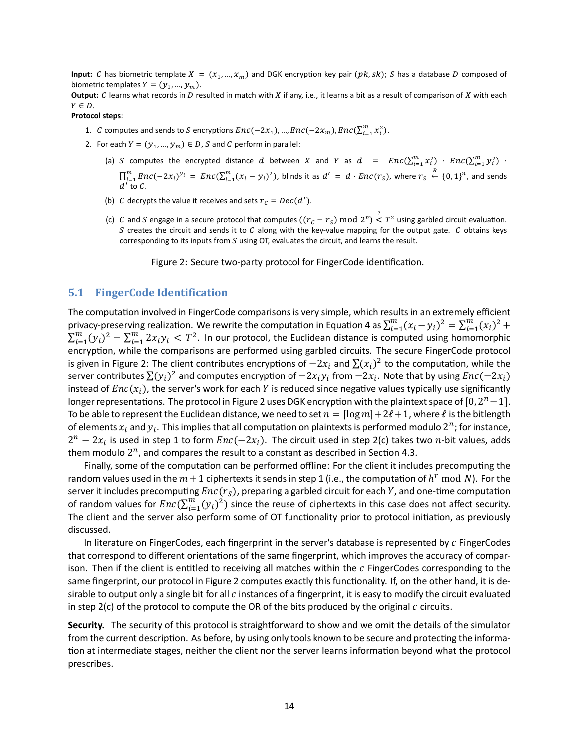**Input:** $C$ has biometric template $X = (x_1, ..., x_m)$ and DGK encryption key pair $(pk, sk)$; $S$ has a database $D$ composed of biometric templates $Y = (y_1, ..., y_m)$.

**Output:** $C$ learns what records in $D$ resulted in match with $X$ if any, i.e., it learns a bit as a result of comparison of $X$ with each $Y \in D$.

**Protocol steps**:

1. $C$ computes and sends to $S$ encryptions $Enc(-2x_1), ..., Enc(-2x_m), Enc(\sum_{i=1}^{m} x_i^2)$.
2. For each $Y = (y_1, ..., y_m) \in D$, $S$ and $C$ perform in parallel:
   (a) $S$ computes the encrypted distance $d$ between $X$ and $Y$ as $d = Enc(\sum_{i=1}^{m} x_i^2) \cdot Enc(\sum_{i=1}^{m} y_i^2) \cdot \prod_{i=1}^{m} Enc(-2x_i)^{y_i} = Enc(\sum_{i=1}^{m}(x_i - y_i)^2)$, blinds it as $d' = d \cdot Enc(r_S)$, where $r_S \overset{R}{\leftarrow} \{0,1\}^n$, and sends $d'$ to $C$.
   (b) $C$ decrypts the value it receives and sets $r_C = Dec(d')$.
   (c) $C$ and $S$ engage in a secure protocol that computes $((r_C - r_S) \bmod 2^n) \overset{?}{<} T^2$ using garbled circuit evaluation. $S$ creates the circuit and sends it to $C$ along with the key-value mapping for the output gate. $C$ obtains keys corresponding to its inputs from $S$ using OT, evaluates the circuit, and learns the result.

Figure 2: Secure two-party protocol for FingerCode identification.

### 5.1 FingerCode Identification

The computation involved in FingerCode comparisons is very simple, which results in an extremely efficient privacy-preserving realization. We rewrite the computation in Equation 4 as $\sum_{i=1}^{m}(x_i - y_i)^2 = \sum_{i=1}^{m}(x_i)^2 + \sum_{i=1}^{m}(y_i)^2 - \sum_{i=1}^{m} 2x_i y_i < T^2$. In our protocol, the Euclidean distance is computed using homomorphic encryption, while the comparisons are performed using garbled circuits. The secure FingerCode protocol is given in Figure 2: The client contributes encryptions of $-2x_i$ and $\sum(x_i)^2$ to the computation, while the server contributes $\sum(y_i)^2$ and computes encryption of $-2x_i y_i$ from $-2x_i$. Note that by using $Enc(-2x_i)$ instead of $Enc(x_i)$, the server's work for each $Y$ is reduced since negative values typically use significantly longer representations. The protocol in Figure 2 uses DGK encryption with the plaintext space of $[0, 2^n - 1]$. To be able to represent the Euclidean distance, we need to set $n = \lceil \log m \rceil + 2\ell + 1$, where $\ell$ is the bitlength of elements $x_i$ and $y_i$. This implies that all computation on plaintexts is performed modulo $2^n$; for instance, $2^n - 2x_i$ is used in step 1 to form $Enc(-2x_i)$. The circuit used in step 2(c) takes two $n$-bit values, adds them modulo $2^n$, and compares the result to a constant as described in Section 4.3.

Finally, some of the computation can be performed offline: For the client it includes precomputing the random values used in the $m+1$ ciphertexts it sends in step 1 (i.e., the computation of $h^r \bmod N$). For the server it includes precomputing $Enc(r_S)$, preparing a garbled circuit for each $Y$, and one-time computation of random values for $Enc(\sum_{i=1}^{m}(y_i)^2)$ since the reuse of ciphertexts in this case does not affect security. The client and the server also perform some of OT functionality prior to protocol initiation, as previously discussed.

In literature on FingerCodes, each fingerprint in the server's database is represented by $c$ FingerCodes that correspond to different orientations of the same fingerprint, which improves the accuracy of comparison. Then if the client is entitled to receiving all matches within the $c$ FingerCodes corresponding to the same fingerprint, our protocol in Figure 2 computes exactly this functionality. If, on the other hand, it is desirable to output only a single bit for all $c$ instances of a fingerprint, it is easy to modify the circuit evaluated in step 2(c) of the protocol to compute the OR of the bits produced by the original $c$ circuits.

**Security.** The security of this protocol is straightforward to show and we omit the details of the simulator from the current description. As before, by using only tools known to be secure and protecting the information at intermediate stages, neither the client nor the server learns information beyond what the protocol prescribes.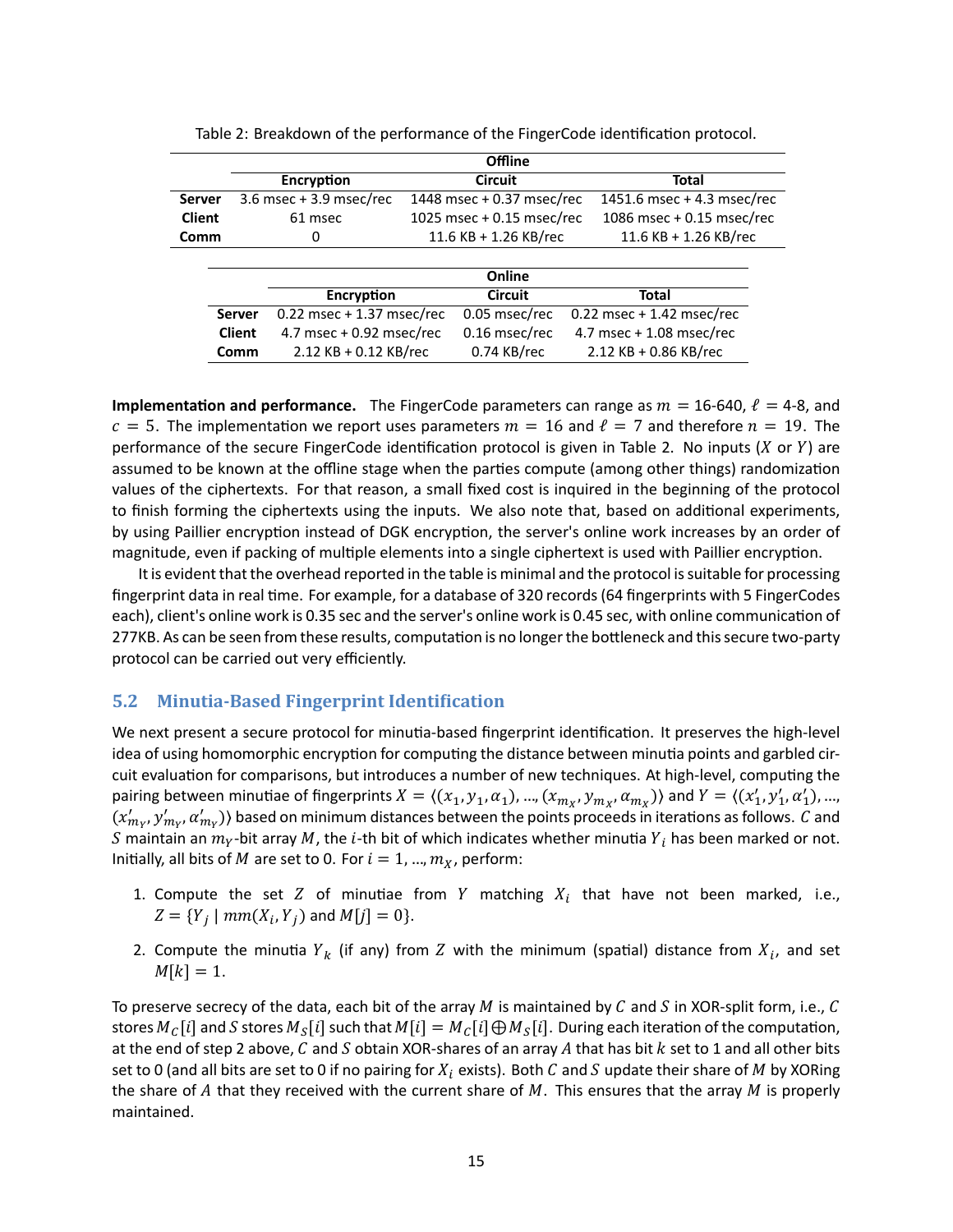Table 2: Breakdown of the performance of the FingerCode identification protocol.

| | Offline | | |
|---|---|---|---|
| | Encryption | Circuit | Total |
| **Server** | 3.6 msec + 3.9 msec/rec | 1448 msec + 0.37 msec/rec | 1451.6 msec + 4.3 msec/rec |
| **Client** | 61 msec | 1025 msec + 0.15 msec/rec | 1086 msec + 0.15 msec/rec |
| **Comm** | 0 | 11.6 KB + 1.26 KB/rec | 11.6 KB + 1.26 KB/rec |

| | Online | | |
|---|---|---|---|
| | Encryption | Circuit | Total |
| **Server** | 0.22 msec + 1.37 msec/rec | 0.05 msec/rec | 0.22 msec + 1.42 msec/rec |
| **Client** | 4.7 msec + 0.92 msec/rec | 0.16 msec/rec | 4.7 msec + 1.08 msec/rec |
| **Comm** | 2.12 KB + 0.12 KB/rec | 0.74 KB/rec | 2.12 KB + 0.86 KB/rec |

**Implementation and performance.** The FingerCode parameters can range as $m$ = 16-640, $\ell$ = 4-8, and $c = 5$. The implementation we report uses parameters $m = 16$ and $\ell = 7$ and therefore $n = 19$. The performance of the secure FingerCode identification protocol is given in Table 2. No inputs ($X$ or $Y$) are assumed to be known at the offline stage when the parties compute (among other things) randomization values of the ciphertexts. For that reason, a small fixed cost is inquired in the beginning of the protocol to finish forming the ciphertexts using the inputs. We also note that, based on additional experiments, by using Paillier encryption instead of DGK encryption, the server's online work increases by an order of magnitude, even if packing of multiple elements into a single ciphertext is used with Paillier encryption.

It is evident that the overhead reported in the table is minimal and the protocol is suitable for processing fingerprint data in real time. For example, for a database of 320 records (64 fingerprints with 5 FingerCodes each), client's online work is 0.35 sec and the server's online work is 0.45 sec, with online communication of 277KB. As can be seen from these results, computation is no longer the bottleneck and this secure two-party protocol can be carried out very efficiently.

## 5.2 Minutia-Based Fingerprint Identification

We next present a secure protocol for minutia-based fingerprint identification. It preserves the high-level idea of using homomorphic encryption for computing the distance between minutia points and garbled circuit evaluation for comparisons, but introduces a number of new techniques. At high-level, computing the pairing between minutiae of fingerprints $X = \langle (x_1, y_1, \alpha_1), ..., (x_{m_X}, y_{m_X}, \alpha_{m_X}) \rangle$ and $Y = \langle (x'_1, y'_1, \alpha'_1), ..., (x'_{m_Y}, y'_{m_Y}, \alpha'_{m_Y}) \rangle$ based on minimum distances between the points proceeds in iterations as follows. $C$ and $S$ maintain an $m_Y$-bit array $M$, the $i$-th bit of which indicates whether minutia $Y_i$ has been marked or not. Initially, all bits of $M$ are set to 0. For $i = 1, ..., m_X$, perform:

1. Compute the set $Z$ of minutiae from $Y$ matching $X_i$ that have not been marked, i.e., $Z = \{Y_j \mid mm(X_i, Y_j) \text{ and } M[j] = 0\}$.
2. Compute the minutia $Y_k$ (if any) from $Z$ with the minimum (spatial) distance from $X_i$, and set $M[k] = 1$.

To preserve secrecy of the data, each bit of the array $M$ is maintained by $C$ and $S$ in XOR-split form, i.e., $C$ stores $M_C[i]$ and $S$ stores $M_S[i]$ such that $M[i] = M_C[i] \bigoplus M_S[i]$. During each iteration of the computation, at the end of step 2 above, $C$ and $S$ obtain XOR-shares of an array $A$ that has bit $k$ set to 1 and all other bits set to 0 (and all bits are set to 0 if no pairing for $X_i$ exists). Both $C$ and $S$ update their share of $M$ by XORing the share of $A$ that they received with the current share of $M$. This ensures that the array $M$ is properly maintained.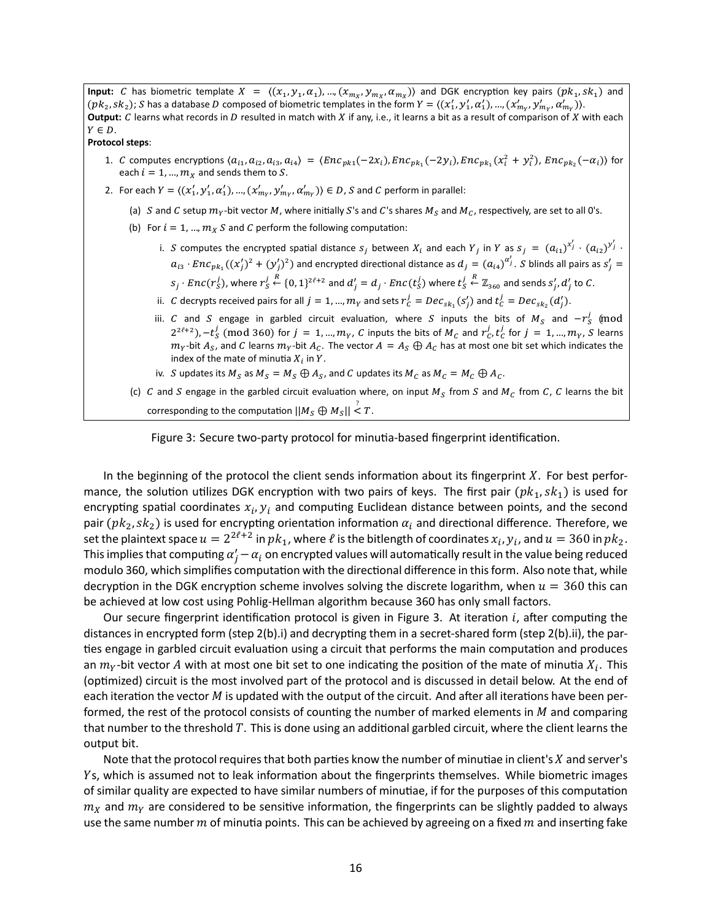**Input:** $C$ has biometric template $X = \langle (x_1, y_1, \alpha_1), ..., (x_{m_X}, y_{m_X}, \alpha_{m_X}) \rangle$ and DGK encryption key pairs $(pk_1, sk_1)$ and $(pk_2, sk_2)$; $S$ has a database $D$ composed of biometric templates in the form $Y = \langle (x'_1, y'_1, \alpha'_1), ..., (x'_{m_Y}, y'_{m_Y}, \alpha'_{m_Y}) \rangle$.
**Output:** $C$ learns what records in $D$ resulted in match with $X$ if any, i.e., it learns a bit as a result of comparison of $X$ with each $Y \in D$.
**Protocol steps**:

1. $C$ computes encryptions $\langle a_{i1}, a_{i2}, a_{i3}, a_{i4} \rangle = \langle Enc_{pk1}(-2x_i), Enc_{pk_1}(-2y_i), Enc_{pk_1}(x_i^2 + y_i^2), Enc_{pk_2}(-\alpha_i) \rangle$ for each $i = 1, ..., m_X$ and sends them to $S$.
2. For each $Y = \langle (x'_1, y'_1, \alpha'_1), ..., (x'_{m_Y}, y'_{m_Y}, \alpha'_{m_Y}) \rangle \in D$, $S$ and $C$ perform in parallel:
   (a) $S$ and $C$ setup $m_Y$-bit vector $M$, where initially $S$'s and $C$'s shares $M_S$ and $M_C$, respectively, are set to all 0's.
   (b) For $i = 1, ..., m_X$ $S$ and $C$ perform the following computation:
      i. $S$ computes the encrypted spatial distance $s_j$ between $X_i$ and each $Y_j$ in $Y$ as $s_j = (a_{i1})^{x'_j} \cdot (a_{i2})^{y'_j} \cdot a_{i3} \cdot Enc_{pk_1}((x'_j)^2 + (y'_j)^2)$ and encrypted directional distance as $d_j = (a_{i4})^{\alpha'_j}$. $S$ blinds all pairs as $s'_j = s_j \cdot Enc(r_S^j)$, where $r_S^j \overset{R}{\leftarrow} \{0,1\}^{2\ell+2}$ and $d'_j = d_j \cdot Enc(t_S^j)$ where $t_S^j \overset{R}{\leftarrow} \mathbb{Z}_{360}$ and sends $s'_j, d'_j$ to $C$.
      ii. $C$ decrypts received pairs for all $j = 1, ..., m_Y$ and sets $r_C^j = Dec_{sk_1}(s'_j)$ and $t_C^j = Dec_{sk_2}(d'_j)$.
      iii. $C$ and $S$ engage in garbled circuit evaluation, where $S$ inputs the bits of $M_S$ and $-r_S^j \pmod{2^{2\ell+2}}$, $-t_S^j \pmod{360}$ for $j = 1, ..., m_Y$, $C$ inputs the bits of $M_C$ and $r_C^j, t_C^j$ for $j = 1, ..., m_Y$, $S$ learns $m_Y$-bit $A_S$, and $C$ learns $m_Y$-bit $A_C$. The vector $A = A_S \oplus A_C$ has at most one bit set which indicates the index of the mate of minutia $X_i$ in $Y$.
      iv. $S$ updates its $M_S$ as $M_S = M_S \oplus A_S$, and $C$ updates its $M_C$ as $M_C = M_C \oplus A_C$.
   (c) $C$ and $S$ engage in the garbled circuit evaluation where, on input $M_S$ from $S$ and $M_C$ from $C$, $C$ learns the bit corresponding to the computation $||M_S \oplus M_S|| \overset{?}{<} T$.

Figure 3: Secure two-party protocol for minutia-based fingerprint identification.

In the beginning of the protocol the client sends information about its fingerprint $X$. For best performance, the solution utilizes DGK encryption with two pairs of keys. The first pair $(pk_1, sk_1)$ is used for encrypting spatial coordinates $x_i, y_i$ and computing Euclidean distance between points, and the second pair $(pk_2, sk_2)$ is used for encrypting orientation information $\alpha_i$ and directional difference. Therefore, we set the plaintext space $u = 2^{2\ell+2}$ in $pk_1$, where $\ell$ is the bitlength of coordinates $x_i, y_i$, and $u = 360$ in $pk_2$. This implies that computing $\alpha'_j - \alpha_i$ on encrypted values will automatically result in the value being reduced modulo 360, which simplifies computation with the directional difference in this form. Also note that, while decryption in the DGK encryption scheme involves solving the discrete logarithm, when $u = 360$ this can be achieved at low cost using Pohlig-Hellman algorithm because 360 has only small factors.

Our secure fingerprint identification protocol is given in Figure 3. At iteration $i$, after computing the distances in encrypted form (step 2(b).i) and decrypting them in a secret-shared form (step 2(b).ii), the parties engage in garbled circuit evaluation using a circuit that performs the main computation and produces an $m_Y$-bit vector $A$ with at most one bit set to one indicating the position of the mate of minutia $X_i$. This (optimized) circuit is the most involved part of the protocol and is discussed in detail below. At the end of each iteration the vector $M$ is updated with the output of the circuit. And after all iterations have been performed, the rest of the protocol consists of counting the number of marked elements in $M$ and comparing that number to the threshold $T$. This is done using an additional garbled circuit, where the client learns the output bit.

Note that the protocol requires that both parties know the number of minutiae in client's $X$ and server's $Y$s, which is assumed not to leak information about the fingerprints themselves. While biometric images of similar quality are expected to have similar numbers of minutiae, if for the purposes of this computation $m_X$ and $m_Y$ are considered to be sensitive information, the fingerprints can be slightly padded to always use the same number $m$ of minutia points. This can be achieved by agreeing on a fixed $m$ and inserting fake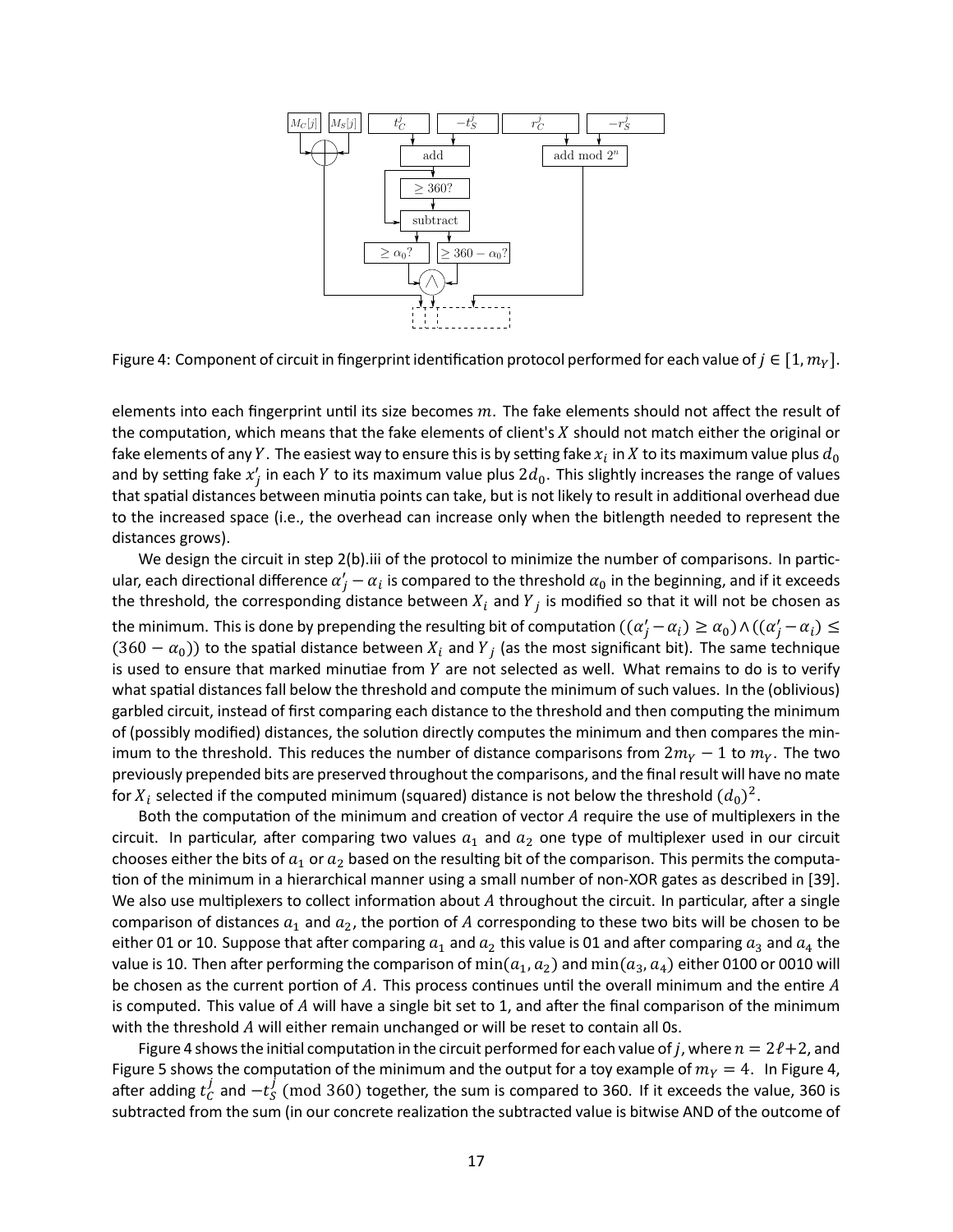Figure 4: Component of circuit in fingerprint identification protocol performed for each value of $j \in [1, m_Y]$.

elements into each fingerprint until its size becomes $m$. The fake elements should not affect the result of the computation, which means that the fake elements of client's $X$ should not match either the original or fake elements of any $Y$. The easiest way to ensure this is by setting fake $x_i$ in $X$ to its maximum value plus $d_0$ and by setting fake $x'_j$ in each $Y$ to its maximum value plus $2d_0$. This slightly increases the range of values that spatial distances between minutia points can take, but is not likely to result in additional overhead due to the increased space (i.e., the overhead can increase only when the bitlength needed to represent the distances grows).

We design the circuit in step 2(b).iii of the protocol to minimize the number of comparisons. In particular, each directional difference $\alpha'_j - \alpha_i$ is compared to the threshold $\alpha_0$ in the beginning, and if it exceeds the threshold, the corresponding distance between $X_i$ and $Y_j$ is modified so that it will not be chosen as the minimum. This is done by prepending the resulting bit of computation $((\alpha'_j - \alpha_i) \geq \alpha_0) \wedge ((\alpha'_j - \alpha_i) \leq (360 - \alpha_0))$ to the spatial distance between $X_i$ and $Y_j$ (as the most significant bit). The same technique is used to ensure that marked minutiae from $Y$ are not selected as well. What remains to do is to verify what spatial distances fall below the threshold and compute the minimum of such values. In the (oblivious) garbled circuit, instead of first comparing each distance to the threshold and then computing the minimum of (possibly modified) distances, the solution directly computes the minimum and then compares the minimum to the threshold. This reduces the number of distance comparisons from $2m_Y - 1$ to $m_Y$. The two previously prepended bits are preserved throughout the comparisons, and the final result will have no mate for $X_i$ selected if the computed minimum (squared) distance is not below the threshold $(d_0)^2$.

Both the computation of the minimum and creation of vector $A$ require the use of multiplexers in the circuit. In particular, after comparing two values $a_1$ and $a_2$ one type of multiplexer used in our circuit chooses either the bits of $a_1$ or $a_2$ based on the resulting bit of the comparison. This permits the computation of the minimum in a hierarchical manner using a small number of non-XOR gates as described in [39]. We also use multiplexers to collect information about $A$ throughout the circuit. In particular, after a single comparison of distances $a_1$ and $a_2$, the portion of $A$ corresponding to these two bits will be chosen to be either 01 or 10. Suppose that after comparing $a_1$ and $a_2$ this value is 01 and after comparing $a_3$ and $a_4$ the value is 10. Then after performing the comparison of $\min(a_1, a_2)$ and $\min(a_3, a_4)$ either 0100 or 0010 will be chosen as the current portion of $A$. This process continues until the overall minimum and the entire $A$ is computed. This value of $A$ will have a single bit set to 1, and after the final comparison of the minimum with the threshold $A$ will either remain unchanged or will be reset to contain all 0s.

Figure 4 shows the initial computation in the circuit performed for each value of $j$, where $n = 2\ell + 2$, and Figure 5 shows the computation of the minimum and the output for a toy example of $m_Y = 4$. In Figure 4, after adding $t^j_C$ and $-t^j_S \pmod{360}$ together, the sum is compared to 360. If it exceeds the value, 360 is subtracted from the sum (in our concrete realization the subtracted value is bitwise AND of the outcome of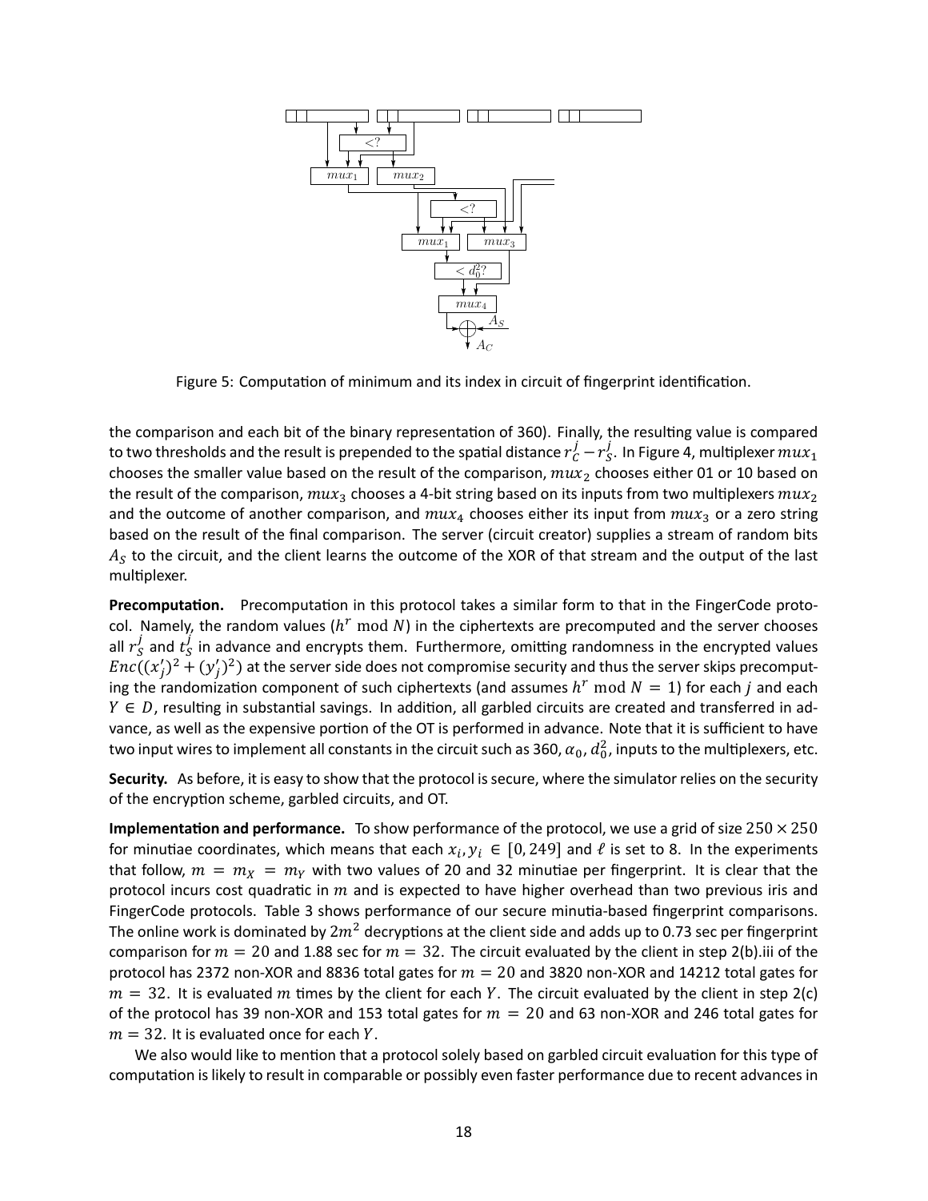Figure 5: Computation of minimum and its index in circuit of fingerprint identification.

the comparison and each bit of the binary representation of 360). Finally, the resulting value is compared to two thresholds and the result is prepended to the spatial distance $r_C^j - r_S^j$. In Figure 4, multiplexer $mux_1$ chooses the smaller value based on the result of the comparison, $mux_2$ chooses either 01 or 10 based on the result of the comparison, $mux_3$ chooses a 4-bit string based on its inputs from two multiplexers $mux_2$ and the outcome of another comparison, and $mux_4$ chooses either its input from $mux_3$ or a zero string based on the result of the final comparison. The server (circuit creator) supplies a stream of random bits $A_S$ to the circuit, and the client learns the outcome of the XOR of that stream and the output of the last multiplexer.

**Precomputation.** Precomputation in this protocol takes a similar form to that in the FingerCode protocol. Namely, the random values ($h^r \bmod N$) in the ciphertexts are precomputed and the server chooses all $r_S^j$ and $t_S^j$ in advance and encrypts them. Furthermore, omitting randomness in the encrypted values $Enc((x'_j)^2 + (y'_j)^2)$ at the server side does not compromise security and thus the server skips precomputing the randomization component of such ciphertexts (and assumes $h^r \bmod N = 1$) for each $j$ and each $Y \in D$, resulting in substantial savings. In addition, all garbled circuits are created and transferred in advance, as well as the expensive portion of the OT is performed in advance. Note that it is sufficient to have two input wires to implement all constants in the circuit such as 360, $\alpha_0$, $d_0^2$, inputs to the multiplexers, etc.

**Security.** As before, it is easy to show that the protocol is secure, where the simulator relies on the security of the encryption scheme, garbled circuits, and OT.

**Implementation and performance.** To show performance of the protocol, we use a grid of size $250 \times 250$ for minutiae coordinates, which means that each $x_i, y_i \in [0, 249]$ and $\ell$ is set to 8. In the experiments that follow, $m = m_X = m_Y$ with two values of 20 and 32 minutiae per fingerprint. It is clear that the protocol incurs cost quadratic in $m$ and is expected to have higher overhead than two previous iris and FingerCode protocols. Table 3 shows performance of our secure minutia-based fingerprint comparisons. The online work is dominated by $2m^2$ decryptions at the client side and adds up to 0.73 sec per fingerprint comparison for $m = 20$ and 1.88 sec for $m = 32$. The circuit evaluated by the client in step 2(b).iii of the protocol has 2372 non-XOR and 8836 total gates for $m = 20$ and 3820 non-XOR and 14212 total gates for $m = 32$. It is evaluated $m$ times by the client for each $Y$. The circuit evaluated by the client in step 2(c) of the protocol has 39 non-XOR and 153 total gates for $m = 20$ and 63 non-XOR and 246 total gates for $m = 32$. It is evaluated once for each $Y$.

We also would like to mention that a protocol solely based on garbled circuit evaluation for this type of computation is likely to result in comparable or possibly even faster performance due to recent advances in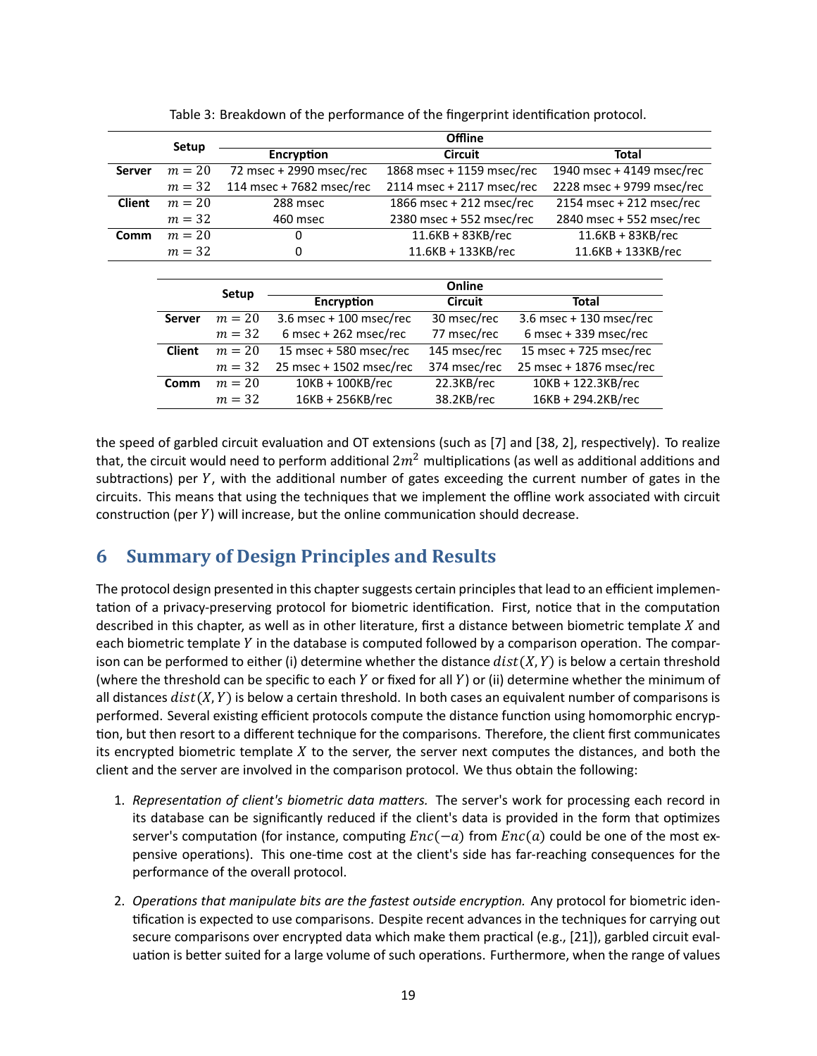Table 3: Breakdown of the performance of the fingerprint identification protocol.

| | Setup | Offline | | |
|---|---|---|---|---|
| | | Encryption | Circuit | Total |
| **Server** | $m = 20$ | 72 msec + 2990 msec/rec | 1868 msec + 1159 msec/rec | 1940 msec + 4149 msec/rec |
| | $m = 32$ | 114 msec + 7682 msec/rec | 2114 msec + 2117 msec/rec | 2228 msec + 9799 msec/rec |
| **Client** | $m = 20$ | 288 msec | 1866 msec + 212 msec/rec | 2154 msec + 212 msec/rec |
| | $m = 32$ | 460 msec | 2380 msec + 552 msec/rec | 2840 msec + 552 msec/rec |
| **Comm** | $m = 20$ | 0 | 11.6KB + 83KB/rec | 11.6KB + 83KB/rec |
| | $m = 32$ | 0 | 11.6KB + 133KB/rec | 11.6KB + 133KB/rec |

| | Setup | Online | | |
|---|---|---|---|---|
| | | Encryption | Circuit | Total |
| **Server** | $m = 20$ | 3.6 msec + 100 msec/rec | 30 msec/rec | 3.6 msec + 130 msec/rec |
| | $m = 32$ | 6 msec + 262 msec/rec | 77 msec/rec | 6 msec + 339 msec/rec |
| **Client** | $m = 20$ | 15 msec + 580 msec/rec | 145 msec/rec | 15 msec + 725 msec/rec |
| | $m = 32$ | 25 msec + 1502 msec/rec | 374 msec/rec | 25 msec + 1876 msec/rec |
| **Comm** | $m = 20$ | 10KB + 100KB/rec | 22.3KB/rec | 10KB + 122.3KB/rec |
| | $m = 32$ | 16KB + 256KB/rec | 38.2KB/rec | 16KB + 294.2KB/rec |

the speed of garbled circuit evaluation and OT extensions (such as [7] and [38, 2], respectively). To realize that, the circuit would need to perform additional $2m^2$ multiplications (as well as additional additions and subtractions) per $Y$, with the additional number of gates exceeding the current number of gates in the circuits. This means that using the techniques that we implement the offline work associated with circuit construction (per $Y$) will increase, but the online communication should decrease.

## 6 Summary of Design Principles and Results

The protocol design presented in this chapter suggests certain principles that lead to an efficient implementation of a privacy-preserving protocol for biometric identification. First, notice that in the computation described in this chapter, as well as in other literature, first a distance between biometric template $X$ and each biometric template $Y$ in the database is computed followed by a comparison operation. The comparison can be performed to either (i) determine whether the distance $dist(X, Y)$ is below a certain threshold (where the threshold can be specific to each $Y$ or fixed for all $Y$) or (ii) determine whether the minimum of all distances $dist(X, Y)$ is below a certain threshold. In both cases an equivalent number of comparisons is performed. Several existing efficient protocols compute the distance function using homomorphic encryption, but then resort to a different technique for the comparisons. Therefore, the client first communicates its encrypted biometric template $X$ to the server, the server next computes the distances, and both the client and the server are involved in the comparison protocol. We thus obtain the following:

1. *Representation of client's biometric data matters.* The server's work for processing each record in its database can be significantly reduced if the client's data is provided in the form that optimizes server's computation (for instance, computing $Enc(-a)$ from $Enc(a)$ could be one of the most expensive operations). This one-time cost at the client's side has far-reaching consequences for the performance of the overall protocol.

2. *Operations that manipulate bits are the fastest outside encryption.* Any protocol for biometric identification is expected to use comparisons. Despite recent advances in the techniques for carrying out secure comparisons over encrypted data which make them practical (e.g., [21]), garbled circuit evaluation is better suited for a large volume of such operations. Furthermore, when the range of values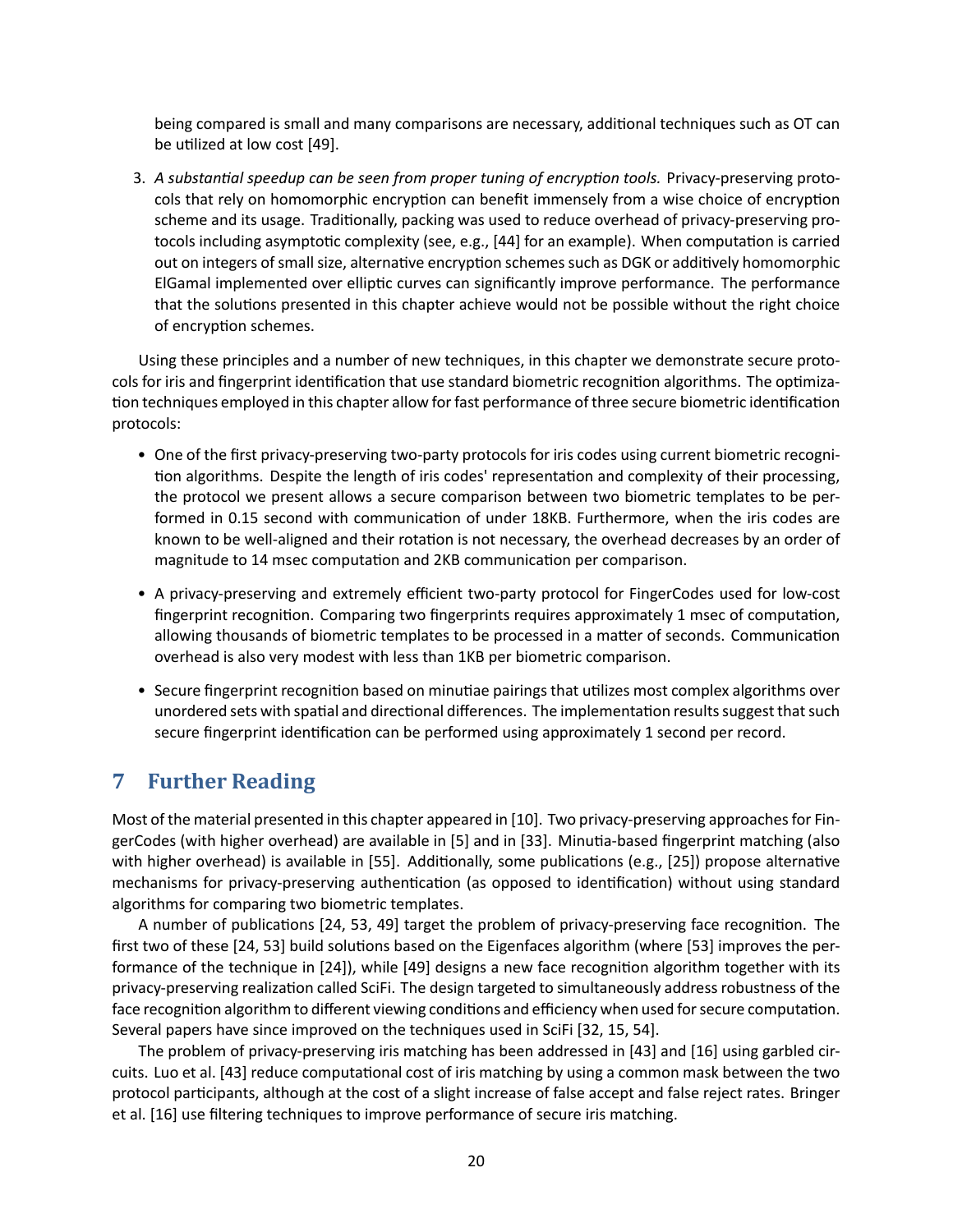being compared is small and many comparisons are necessary, additional techniques such as OT can be utilized at low cost [49].

3. *A substantial speedup can be seen from proper tuning of encryption tools.* Privacy-preserving protocols that rely on homomorphic encryption can benefit immensely from a wise choice of encryption scheme and its usage. Traditionally, packing was used to reduce overhead of privacy-preserving protocols including asymptotic complexity (see, e.g., [44] for an example). When computation is carried out on integers of small size, alternative encryption schemes such as DGK or additively homomorphic ElGamal implemented over elliptic curves can significantly improve performance. The performance that the solutions presented in this chapter achieve would not be possible without the right choice of encryption schemes.

Using these principles and a number of new techniques, in this chapter we demonstrate secure protocols for iris and fingerprint identification that use standard biometric recognition algorithms. The optimization techniques employed in this chapter allow for fast performance of three secure biometric identification protocols:

- One of the first privacy-preserving two-party protocols for iris codes using current biometric recognition algorithms. Despite the length of iris codes' representation and complexity of their processing, the protocol we present allows a secure comparison between two biometric templates to be performed in 0.15 second with communication of under 18KB. Furthermore, when the iris codes are known to be well-aligned and their rotation is not necessary, the overhead decreases by an order of magnitude to 14 msec computation and 2KB communication per comparison.
- A privacy-preserving and extremely efficient two-party protocol for FingerCodes used for low-cost fingerprint recognition. Comparing two fingerprints requires approximately 1 msec of computation, allowing thousands of biometric templates to be processed in a matter of seconds. Communication overhead is also very modest with less than 1KB per biometric comparison.
- Secure fingerprint recognition based on minutiae pairings that utilizes most complex algorithms over unordered sets with spatial and directional differences. The implementation results suggest that such secure fingerprint identification can be performed using approximately 1 second per record.

## 7 Further Reading

Most of the material presented in this chapter appeared in [10]. Two privacy-preserving approaches for FingerCodes (with higher overhead) are available in [5] and in [33]. Minutia-based fingerprint matching (also with higher overhead) is available in [55]. Additionally, some publications (e.g., [25]) propose alternative mechanisms for privacy-preserving authentication (as opposed to identification) without using standard algorithms for comparing two biometric templates.

A number of publications [24, 53, 49] target the problem of privacy-preserving face recognition. The first two of these [24, 53] build solutions based on the Eigenfaces algorithm (where [53] improves the performance of the technique in [24]), while [49] designs a new face recognition algorithm together with its privacy-preserving realization called SciFi. The design targeted to simultaneously address robustness of the face recognition algorithm to different viewing conditions and efficiency when used for secure computation. Several papers have since improved on the techniques used in SciFi [32, 15, 54].

The problem of privacy-preserving iris matching has been addressed in [43] and [16] using garbled circuits. Luo et al. [43] reduce computational cost of iris matching by using a common mask between the two protocol participants, although at the cost of a slight increase of false accept and false reject rates. Bringer et al. [16] use filtering techniques to improve performance of secure iris matching.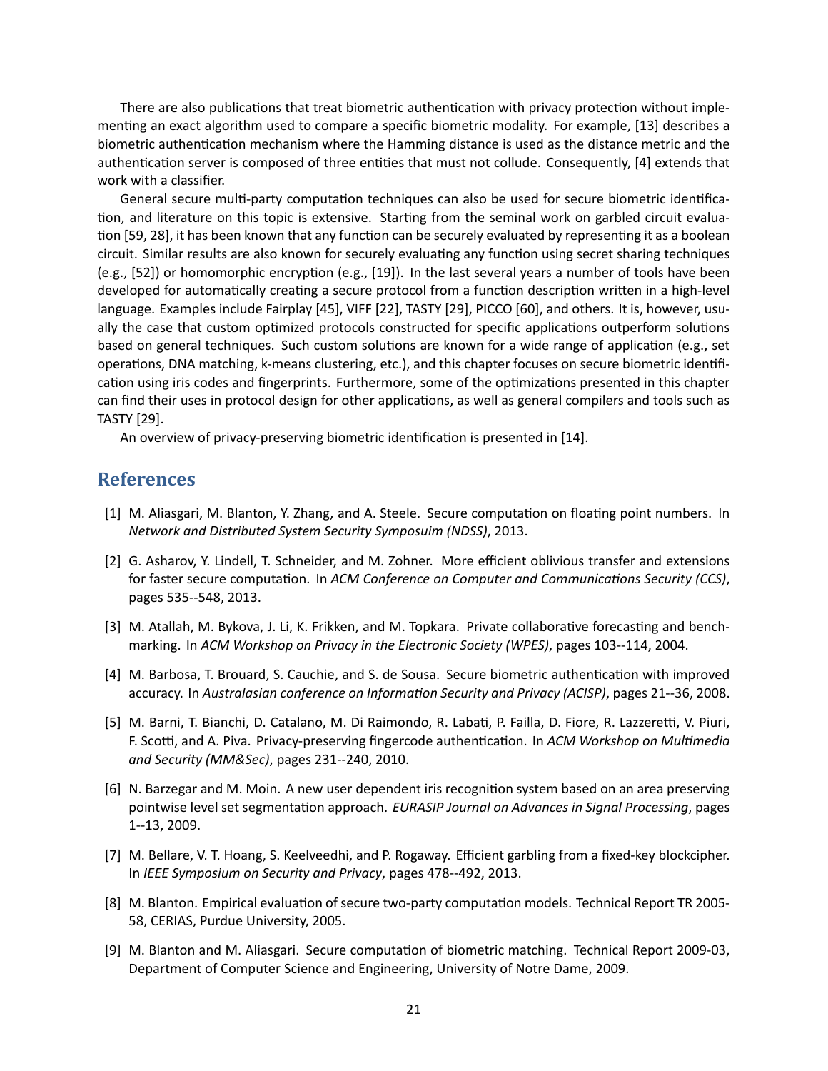There are also publications that treat biometric authentication with privacy protection without implementing an exact algorithm used to compare a specific biometric modality. For example, [13] describes a biometric authentication mechanism where the Hamming distance is used as the distance metric and the authentication server is composed of three entities that must not collude. Consequently, [4] extends that work with a classifier.

General secure multi-party computation techniques can also be used for secure biometric identification, and literature on this topic is extensive. Starting from the seminal work on garbled circuit evaluation [59, 28], it has been known that any function can be securely evaluated by representing it as a boolean circuit. Similar results are also known for securely evaluating any function using secret sharing techniques (e.g., [52]) or homomorphic encryption (e.g., [19]). In the last several years a number of tools have been developed for automatically creating a secure protocol from a function description written in a high-level language. Examples include Fairplay [45], VIFF [22], TASTY [29], PICCO [60], and others. It is, however, usually the case that custom optimized protocols constructed for specific applications outperform solutions based on general techniques. Such custom solutions are known for a wide range of application (e.g., set operations, DNA matching, k-means clustering, etc.), and this chapter focuses on secure biometric identification using iris codes and fingerprints. Furthermore, some of the optimizations presented in this chapter can find their uses in protocol design for other applications, as well as general compilers and tools such as TASTY [29].

An overview of privacy-preserving biometric identification is presented in [14].

## References

[1] M. Aliasgari, M. Blanton, Y. Zhang, and A. Steele. Secure computation on floating point numbers. In *Network and Distributed System Security Symposuim (NDSS)*, 2013.

[2] G. Asharov, Y. Lindell, T. Schneider, and M. Zohner. More efficient oblivious transfer and extensions for faster secure computation. In *ACM Conference on Computer and Communications Security (CCS)*, pages 535--548, 2013.

[3] M. Atallah, M. Bykova, J. Li, K. Frikken, and M. Topkara. Private collaborative forecasting and benchmarking. In *ACM Workshop on Privacy in the Electronic Society (WPES)*, pages 103--114, 2004.

[4] M. Barbosa, T. Brouard, S. Cauchie, and S. de Sousa. Secure biometric authentication with improved accuracy. In *Australasian conference on Information Security and Privacy (ACISP)*, pages 21--36, 2008.

[5] M. Barni, T. Bianchi, D. Catalano, M. Di Raimondo, R. Labati, P. Failla, D. Fiore, R. Lazzeretti, V. Piuri, F. Scotti, and A. Piva. Privacy-preserving fingercode authentication. In *ACM Workshop on Multimedia and Security (MM&Sec)*, pages 231--240, 2010.

[6] N. Barzegar and M. Moin. A new user dependent iris recognition system based on an area preserving pointwise level set segmentation approach. *EURASIP Journal on Advances in Signal Processing*, pages 1--13, 2009.

[7] M. Bellare, V. T. Hoang, S. Keelveedhi, and P. Rogaway. Efficient garbling from a fixed-key blockcipher. In *IEEE Symposium on Security and Privacy*, pages 478--492, 2013.

[8] M. Blanton. Empirical evaluation of secure two-party computation models. Technical Report TR 2005-58, CERIAS, Purdue University, 2005.

[9] M. Blanton and M. Aliasgari. Secure computation of biometric matching. Technical Report 2009-03, Department of Computer Science and Engineering, University of Notre Dame, 2009.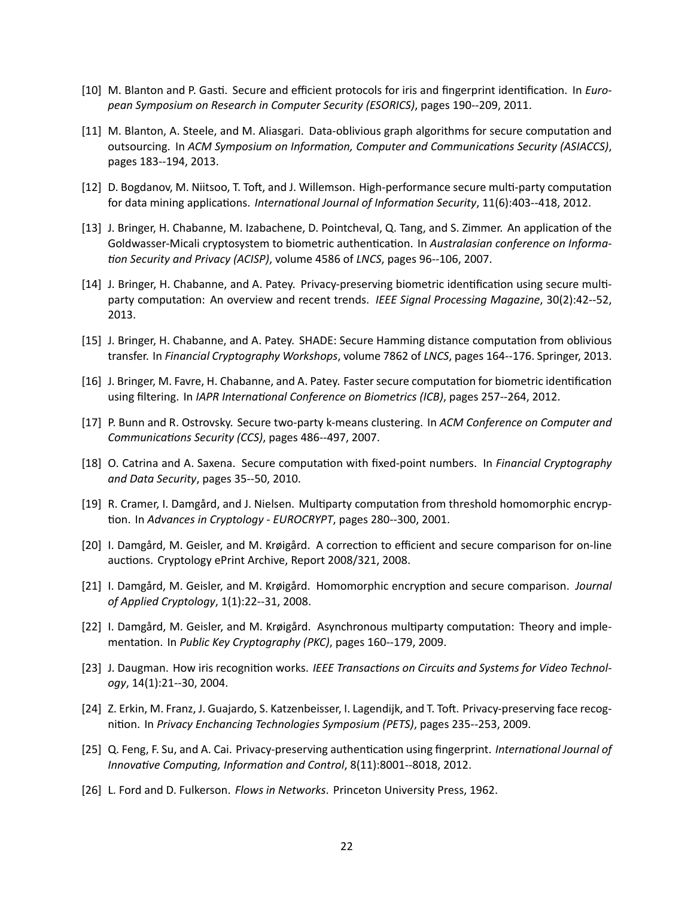[10] M. Blanton and P. Gasti. Secure and efficient protocols for iris and fingerprint identification. In *European Symposium on Research in Computer Security (ESORICS)*, pages 190--209, 2011.

[11] M. Blanton, A. Steele, and M. Aliasgari. Data-oblivious graph algorithms for secure computation and outsourcing. In *ACM Symposium on Information, Computer and Communications Security (ASIACCS)*, pages 183--194, 2013.

[12] D. Bogdanov, M. Niitsoo, T. Toft, and J. Willemson. High-performance secure multi-party computation for data mining applications. *International Journal of Information Security*, 11(6):403--418, 2012.

[13] J. Bringer, H. Chabanne, M. Izabachene, D. Pointcheval, Q. Tang, and S. Zimmer. An application of the Goldwasser-Micali cryptosystem to biometric authentication. In *Australasian conference on Information Security and Privacy (ACISP)*, volume 4586 of *LNCS*, pages 96--106, 2007.

[14] J. Bringer, H. Chabanne, and A. Patey. Privacy-preserving biometric identification using secure multiparty computation: An overview and recent trends. *IEEE Signal Processing Magazine*, 30(2):42--52, 2013.

[15] J. Bringer, H. Chabanne, and A. Patey. SHADE: Secure Hamming distance computation from oblivious transfer. In *Financial Cryptography Workshops*, volume 7862 of *LNCS*, pages 164--176. Springer, 2013.

[16] J. Bringer, M. Favre, H. Chabanne, and A. Patey. Faster secure computation for biometric identification using filtering. In *IAPR International Conference on Biometrics (ICB)*, pages 257--264, 2012.

[17] P. Bunn and R. Ostrovsky. Secure two-party k-means clustering. In *ACM Conference on Computer and Communications Security (CCS)*, pages 486--497, 2007.

[18] O. Catrina and A. Saxena. Secure computation with fixed-point numbers. In *Financial Cryptography and Data Security*, pages 35--50, 2010.

[19] R. Cramer, I. Damgård, and J. Nielsen. Multiparty computation from threshold homomorphic encryption. In *Advances in Cryptology - EUROCRYPT*, pages 280--300, 2001.

[20] I. Damgård, M. Geisler, and M. Krøigård. A correction to efficient and secure comparison for on-line auctions. Cryptology ePrint Archive, Report 2008/321, 2008.

[21] I. Damgård, M. Geisler, and M. Krøigård. Homomorphic encryption and secure comparison. *Journal of Applied Cryptology*, 1(1):22--31, 2008.

[22] I. Damgård, M. Geisler, and M. Krøigård. Asynchronous multiparty computation: Theory and implementation. In *Public Key Cryptography (PKC)*, pages 160--179, 2009.

[23] J. Daugman. How iris recognition works. *IEEE Transactions on Circuits and Systems for Video Technology*, 14(1):21--30, 2004.

[24] Z. Erkin, M. Franz, J. Guajardo, S. Katzenbeisser, I. Lagendijk, and T. Toft. Privacy-preserving face recognition. In *Privacy Enchancing Technologies Symposium (PETS)*, pages 235--253, 2009.

[25] Q. Feng, F. Su, and A. Cai. Privacy-preserving authentication using fingerprint. *International Journal of Innovative Computing, Information and Control*, 8(11):8001--8018, 2012.

[26] L. Ford and D. Fulkerson. *Flows in Networks*. Princeton University Press, 1962.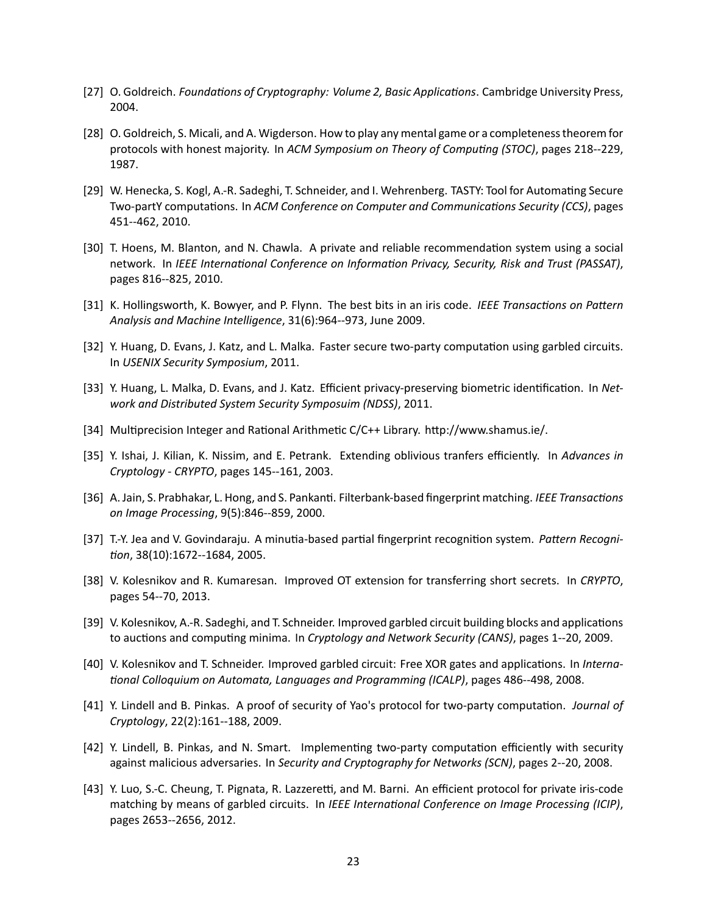[27] O. Goldreich. *Foundations of Cryptography: Volume 2, Basic Applications*. Cambridge University Press, 2004.

[28] O. Goldreich, S. Micali, and A. Wigderson. How to play any mental game or a completeness theorem for protocols with honest majority. In *ACM Symposium on Theory of Computing (STOC)*, pages 218--229, 1987.

[29] W. Henecka, S. Kogl, A.-R. Sadeghi, T. Schneider, and I. Wehrenberg. TASTY: Tool for Automating Secure Two-partY computations. In *ACM Conference on Computer and Communications Security (CCS)*, pages 451--462, 2010.

[30] T. Hoens, M. Blanton, and N. Chawla. A private and reliable recommendation system using a social network. In *IEEE International Conference on Information Privacy, Security, Risk and Trust (PASSAT)*, pages 816--825, 2010.

[31] K. Hollingsworth, K. Bowyer, and P. Flynn. The best bits in an iris code. *IEEE Transactions on Pattern Analysis and Machine Intelligence*, 31(6):964--973, June 2009.

[32] Y. Huang, D. Evans, J. Katz, and L. Malka. Faster secure two-party computation using garbled circuits. In *USENIX Security Symposium*, 2011.

[33] Y. Huang, L. Malka, D. Evans, and J. Katz. Efficient privacy-preserving biometric identification. In *Network and Distributed System Security Symposuim (NDSS)*, 2011.

[34] Multiprecision Integer and Rational Arithmetic C/C++ Library. http://www.shamus.ie/.

[35] Y. Ishai, J. Kilian, K. Nissim, and E. Petrank. Extending oblivious tranfers efficiently. In *Advances in Cryptology - CRYPTO*, pages 145--161, 2003.

[36] A. Jain, S. Prabhakar, L. Hong, and S. Pankanti. Filterbank-based fingerprint matching. *IEEE Transactions on Image Processing*, 9(5):846--859, 2000.

[37] T.-Y. Jea and V. Govindaraju. A minutia-based partial fingerprint recognition system. *Pattern Recognition*, 38(10):1672--1684, 2005.

[38] V. Kolesnikov and R. Kumaresan. Improved OT extension for transferring short secrets. In *CRYPTO*, pages 54--70, 2013.

[39] V. Kolesnikov, A.-R. Sadeghi, and T. Schneider. Improved garbled circuit building blocks and applications to auctions and computing minima. In *Cryptology and Network Security (CANS)*, pages 1--20, 2009.

[40] V. Kolesnikov and T. Schneider. Improved garbled circuit: Free XOR gates and applications. In *International Colloquium on Automata, Languages and Programming (ICALP)*, pages 486--498, 2008.

[41] Y. Lindell and B. Pinkas. A proof of security of Yao's protocol for two-party computation. *Journal of Cryptology*, 22(2):161--188, 2009.

[42] Y. Lindell, B. Pinkas, and N. Smart. Implementing two-party computation efficiently with security against malicious adversaries. In *Security and Cryptography for Networks (SCN)*, pages 2--20, 2008.

[43] Y. Luo, S.-C. Cheung, T. Pignata, R. Lazzeretti, and M. Barni. An efficient protocol for private iris-code matching by means of garbled circuits. In *IEEE International Conference on Image Processing (ICIP)*, pages 2653--2656, 2012.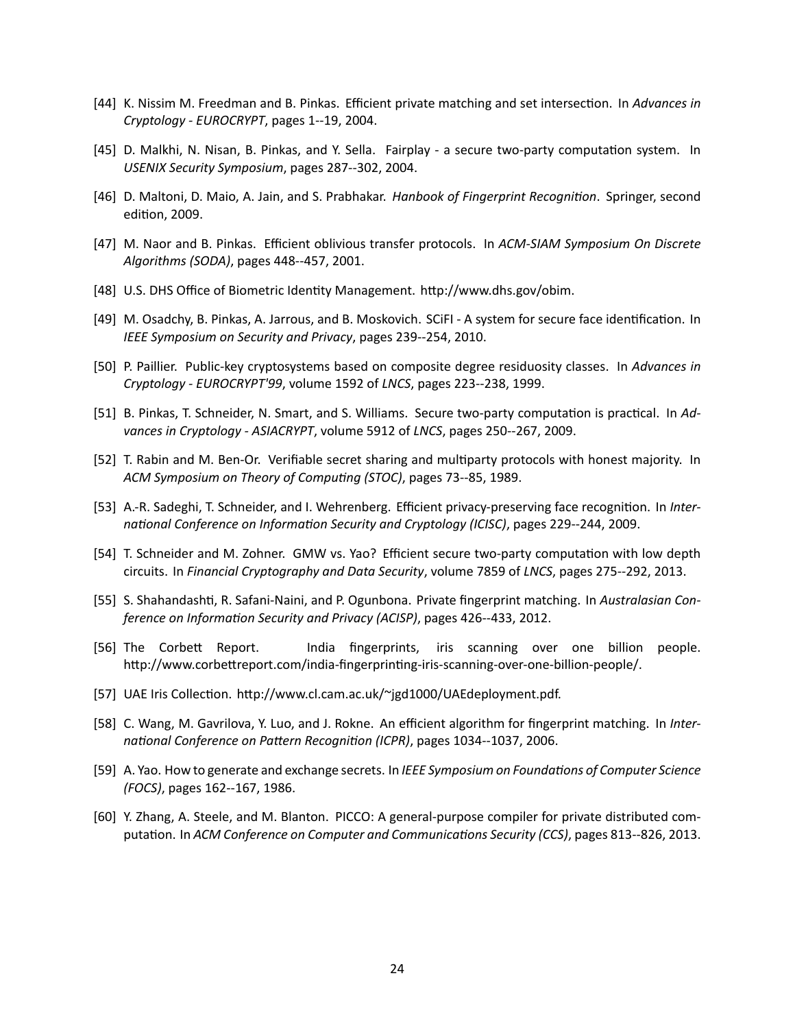[44] K. Nissim M. Freedman and B. Pinkas. Efficient private matching and set intersection. In *Advances in Cryptology - EUROCRYPT*, pages 1--19, 2004.

[45] D. Malkhi, N. Nisan, B. Pinkas, and Y. Sella. Fairplay - a secure two-party computation system. In *USENIX Security Symposium*, pages 287--302, 2004.

[46] D. Maltoni, D. Maio, A. Jain, and S. Prabhakar. *Hanbook of Fingerprint Recognition*. Springer, second edition, 2009.

[47] M. Naor and B. Pinkas. Efficient oblivious transfer protocols. In *ACM-SIAM Symposium On Discrete Algorithms (SODA)*, pages 448--457, 2001.

[48] U.S. DHS Office of Biometric Identity Management. http://www.dhs.gov/obim.

[49] M. Osadchy, B. Pinkas, A. Jarrous, and B. Moskovich. SCiFI - A system for secure face identification. In *IEEE Symposium on Security and Privacy*, pages 239--254, 2010.

[50] P. Paillier. Public-key cryptosystems based on composite degree residuosity classes. In *Advances in Cryptology - EUROCRYPT'99*, volume 1592 of *LNCS*, pages 223--238, 1999.

[51] B. Pinkas, T. Schneider, N. Smart, and S. Williams. Secure two-party computation is practical. In *Advances in Cryptology - ASIACRYPT*, volume 5912 of *LNCS*, pages 250--267, 2009.

[52] T. Rabin and M. Ben-Or. Verifiable secret sharing and multiparty protocols with honest majority. In *ACM Symposium on Theory of Computing (STOC)*, pages 73--85, 1989.

[53] A.-R. Sadeghi, T. Schneider, and I. Wehrenberg. Efficient privacy-preserving face recognition. In *International Conference on Information Security and Cryptology (ICISC)*, pages 229--244, 2009.

[54] T. Schneider and M. Zohner. GMW vs. Yao? Efficient secure two-party computation with low depth circuits. In *Financial Cryptography and Data Security*, volume 7859 of *LNCS*, pages 275--292, 2013.

[55] S. Shahandashti, R. Safani-Naini, and P. Ogunbona. Private fingerprint matching. In *Australasian Conference on Information Security and Privacy (ACISP)*, pages 426--433, 2012.

[56] The Corbett Report. India fingerprints, iris scanning over one billion people. http://www.corbettreport.com/india-fingerprinting-iris-scanning-over-one-billion-people/.

[57] UAE Iris Collection. http://www.cl.cam.ac.uk/~jgd1000/UAEdeployment.pdf.

[58] C. Wang, M. Gavrilova, Y. Luo, and J. Rokne. An efficient algorithm for fingerprint matching. In *International Conference on Pattern Recognition (ICPR)*, pages 1034--1037, 2006.

[59] A. Yao. How to generate and exchange secrets. In *IEEE Symposium on Foundations of Computer Science (FOCS)*, pages 162--167, 1986.

[60] Y. Zhang, A. Steele, and M. Blanton. PICCO: A general-purpose compiler for private distributed computation. In *ACM Conference on Computer and Communications Security (CCS)*, pages 813--826, 2013.